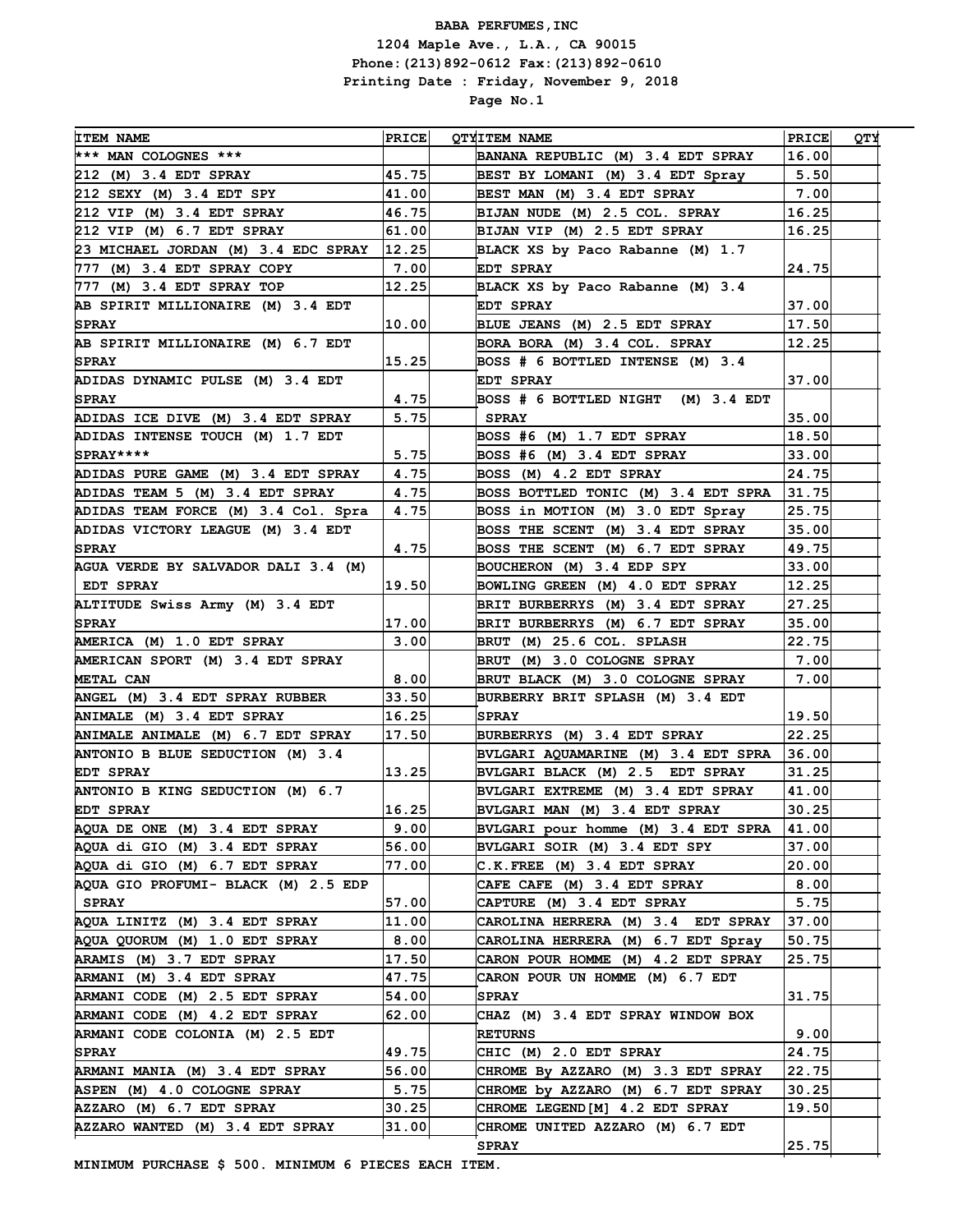**BABA PERFUMES,INC**

**1204 Maple Ave., L.A., CA 90015**

**Phone:(213)892-0612 Fax:(213)892-0610**

**Printing Date : Friday, November 9, 2018**

| ITEM NAME | PRICE | QTY | ITEM NAME | PRICE | QTY |
|---|---|---|---|---|---|
| *** MAN COLOGNES *** | | | BANANA REPUBLIC (M) 3.4 EDT SPRAY | 16.00 | |
| 212 (M) 3.4 EDT SPRAY | 45.75 | | BEST BY LOMANI (M) 3.4 EDT Spray | 5.50 | |
| 212 SEXY (M) 3.4 EDT SPY | 41.00 | | BEST MAN (M) 3.4 EDT SPRAY | 7.00 | |
| 212 VIP (M) 3.4 EDT SPRAY | 46.75 | | BIJAN NUDE (M) 2.5 COL. SPRAY | 16.25 | |
| 212 VIP (M) 6.7 EDT SPRAY | 61.00 | | BIJAN VIP (M) 2.5 EDT SPRAY | 16.25 | |
| 23 MICHAEL JORDAN (M) 3.4 EDC SPRAY | 12.25 | | BLACK XS by Paco Rabanne (M) 1.7 EDT SPRAY | 24.75 | |
| 777 (M) 3.4 EDT SPRAY COPY | 7.00 | | BLACK XS by Paco Rabanne (M) 3.4 EDT SPRAY | 37.00 | |
| 777 (M) 3.4 EDT SPRAY TOP | 12.25 | | BLUE JEANS (M) 2.5 EDT SPRAY | 17.50 | |
| AB SPIRIT MILLIONAIRE (M) 3.4 EDT SPRAY | 10.00 | | BORA BORA (M) 3.4 COL. SPRAY | 12.25 | |
| AB SPIRIT MILLIONAIRE (M) 6.7 EDT SPRAY | 15.25 | | BOSS # 6 BOTTLED INTENSE (M) 3.4 EDT SPRAY | 37.00 | |
| ADIDAS DYNAMIC PULSE (M) 3.4 EDT SPRAY | 4.75 | | BOSS # 6 BOTTLED NIGHT (M) 3.4 EDT SPRAY | 35.00 | |
| ADIDAS ICE DIVE (M) 3.4 EDT SPRAY | 5.75 | | BOSS #6 (M) 1.7 EDT SPRAY | 18.50 | |
| ADIDAS INTENSE TOUCH (M) 1.7 EDT SPRAY**** | 5.75 | | BOSS #6 (M) 3.4 EDT SPRAY | 33.00 | |
| ADIDAS PURE GAME (M) 3.4 EDT SPRAY | 4.75 | | BOSS (M) 4.2 EDT SPRAY | 24.75 | |
| ADIDAS TEAM 5 (M) 3.4 EDT SPRAY | 4.75 | | BOSS BOTTLED TONIC (M) 3.4 EDT SPRA | 31.75 | |
| ADIDAS TEAM FORCE (M) 3.4 Col. Spra | 4.75 | | BOSS in MOTION (M) 3.0 EDT Spray | 25.75 | |
| ADIDAS VICTORY LEAGUE (M) 3.4 EDT SPRAY | 4.75 | | BOSS THE SCENT (M) 3.4 EDT SPRAY | 35.00 | |
| AGUA VERDE BY SALVADOR DALI 3.4 (M) EDT SPRAY | 19.50 | | BOSS THE SCENT (M) 6.7 EDT SPRAY | 49.75 | |
| ALTITUDE Swiss Army (M) 3.4 EDT SPRAY | 17.00 | | BOUCHERON (M) 3.4 EDP SPY | 33.00 | |
| AMERICA (M) 1.0 EDT SPRAY | 3.00 | | BOWLING GREEN (M) 4.0 EDT SPRAY | 12.25 | |
| AMERICAN SPORT (M) 3.4 EDT SPRAY METAL CAN | 8.00 | | BRIT BURBERRYS (M) 3.4 EDT SPRAY | 27.25 | |
| ANGEL (M) 3.4 EDT SPRAY RUBBER | 33.50 | | BRIT BURBERRYS (M) 6.7 EDT SPRAY | 35.00 | |
| ANIMALE (M) 3.4 EDT SPRAY | 16.25 | | BRUT (M) 25.6 COL. SPLASH | 22.75 | |
| ANIMALE ANIMALE (M) 6.7 EDT SPRAY | 17.50 | | BRUT (M) 3.0 COLOGNE SPRAY | 7.00 | |
| ANTONIO B BLUE SEDUCTION (M) 3.4 EDT SPRAY | 13.25 | | BRUT BLACK (M) 3.0 COLOGNE SPRAY | 7.00 | |
| ANTONIO B KING SEDUCTION (M) 6.7 EDT SPRAY | 16.25 | | BURBERRY BRIT SPLASH (M) 3.4 EDT SPRAY | 19.50 | |
| AQUA DE ONE (M) 3.4 EDT SPRAY | 9.00 | | BURBERRYS (M) 3.4 EDT SPRAY | 22.25 | |
| AQUA di GIO (M) 3.4 EDT SPRAY | 56.00 | | BVLGARI AQUAMARINE (M) 3.4 EDT SPRA | 36.00 | |
| AQUA di GIO (M) 6.7 EDT SPRAY | 77.00 | | BVLGARI BLACK (M) 2.5 EDT SPRAY | 31.25 | |
| AQUA GIO PROFUMI- BLACK (M) 2.5 EDP SPRAY | 57.00 | | BVLGARI EXTREME (M) 3.4 EDT SPRAY | 41.00 | |
| AQUA LINITZ (M) 3.4 EDT SPRAY | 11.00 | | BVLGARI MAN (M) 3.4 EDT SPRAY | 30.25 | |
| AQUA QUORUM (M) 1.0 EDT SPRAY | 8.00 | | BVLGARI pour homme (M) 3.4 EDT SPRA | 41.00 | |
| ARAMIS (M) 3.7 EDT SPRAY | 17.50 | | BVLGARI SOIR (M) 3.4 EDT SPY | 37.00 | |
| ARMANI (M) 3.4 EDT SPRAY | 47.75 | | C.K.FREE (M) 3.4 EDT SPRAY | 20.00 | |
| ARMANI CODE (M) 2.5 EDT SPRAY | 54.00 | | CAFE CAFE (M) 3.4 EDT SPRAY | 8.00 | |
| ARMANI CODE (M) 4.2 EDT SPRAY | 62.00 | | CAPTURE (M) 3.4 EDT SPRAY | 5.75 | |
| ARMANI CODE COLONIA (M) 2.5 EDT SPRAY | 49.75 | | CAROLINA HERRERA (M) 3.4 EDT SPRAY | 37.00 | |
| ARMANI MANIA (M) 3.4 EDT SPRAY | 56.00 | | CAROLINA HERRERA (M) 6.7 EDT Spray | 50.75 | |
| ASPEN (M) 4.0 COLOGNE SPRAY | 5.75 | | CARON POUR HOMME (M) 4.2 EDT SPRAY | 25.75 | |
| AZZARO (M) 6.7 EDT SPRAY | 30.25 | | CARON POUR UN HOMME (M) 6.7 EDT SPRAY | 31.75 | |
| AZZARO WANTED (M) 3.4 EDT SPRAY | 31.00 | | CHAZ (M) 3.4 EDT SPRAY WINDOW BOX RETURNS | 9.00 | |
| | | | CHIC (M) 2.0 EDT SPRAY | 24.75 | |
| | | | CHROME By AZZARO (M) 3.3 EDT SPRAY | 22.75 | |
| | | | CHROME by AZZARO (M) 6.7 EDT SPRAY | 30.25 | |
| | | | CHROME LEGEND[M] 4.2 EDT SPRAY | 19.50 | |
| | | | CHROME UNITED AZZARO (M) 6.7 EDT SPRAY | 25.75 | |

MINIMUM PURCHASE $ 500. MINIMUM 6 PIECES EACH ITEM.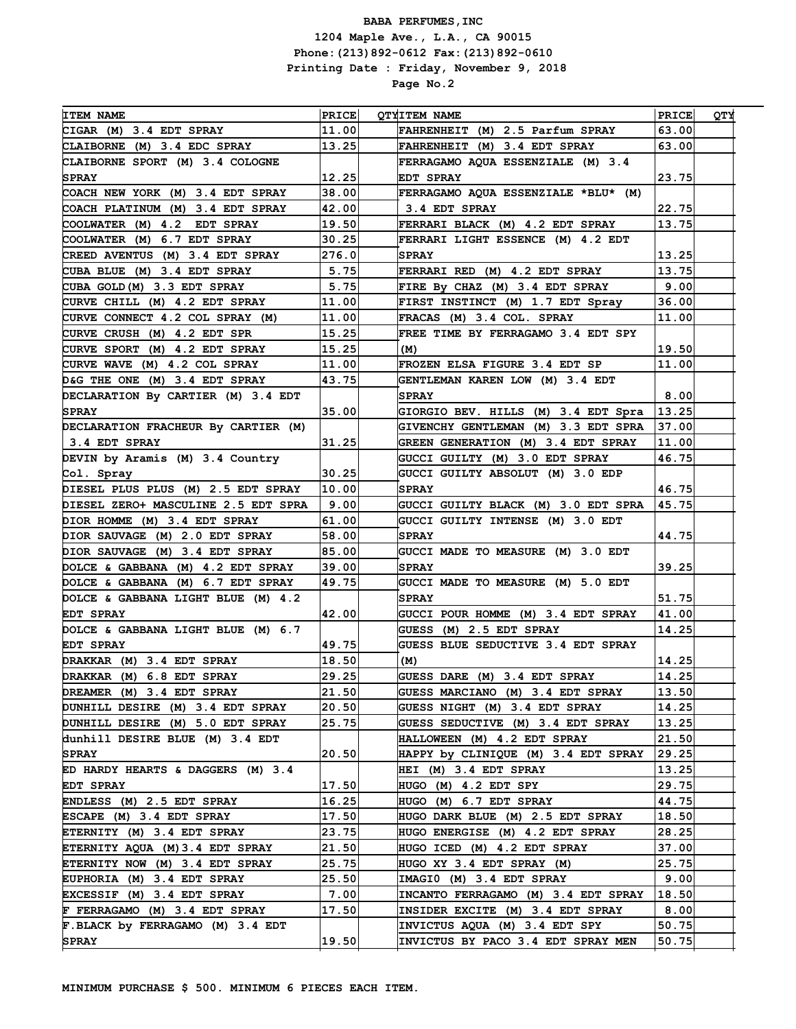**BABA PERFUMES,INC**
**1204 Maple Ave., L.A., CA 90015**
**Phone:(213)892-0612 Fax:(213)892-0610**
**Printing Date : Friday, November 9, 2018**
**Page No.2**

| ITEM NAME | PRICE | QTY | ITEM NAME | PRICE | QTY |
|---|---|---|---|---|---|
| CIGAR (M) 3.4 EDT SPRAY | 11.00 | | FAHRENHEIT (M) 2.5 Parfum SPRAY | 63.00 | |
| CLAIBORNE (M) 3.4 EDC SPRAY | 13.25 | | FAHRENHEIT (M) 3.4 EDT SPRAY | 63.00 | |
| CLAIBORNE SPORT (M) 3.4 COLOGNE SPRAY | 12.25 | | FERRAGAMO AQUA ESSENZIALE (M) 3.4 EDT SPRAY | 23.75 | |
| COACH NEW YORK (M) 3.4 EDT SPRAY | 38.00 | | FERRAGAMO AQUA ESSENZIALE *BLU* (M) 3.4 EDT SPRAY | 22.75 | |
| COACH PLATINUM (M) 3.4 EDT SPRAY | 42.00 | | FERRARI BLACK (M) 4.2 EDT SPRAY | 13.75 | |
| COOLWATER (M) 4.2 EDT SPRAY | 19.50 | | FERRARI LIGHT ESSENCE (M) 4.2 EDT SPRAY | 13.25 | |
| COOLWATER (M) 6.7 EDT SPRAY | 30.25 | | FERRARI RED (M) 4.2 EDT SPRAY | 13.75 | |
| CREED AVENTUS (M) 3.4 EDT SPRAY | 276.0 | | FIRE By CHAZ (M) 3.4 EDT SPRAY | 9.00 | |
| CUBA BLUE (M) 3.4 EDT SPRAY | 5.75 | | FIRST INSTINCT (M) 1.7 EDT Spray | 36.00 | |
| CUBA GOLD(M) 3.3 EDT SPRAY | 5.75 | | FRACAS (M) 3.4 COL. SPRAY | 11.00 | |
| CURVE CHILL (M) 4.2 EDT SPRAY | 11.00 | | FREE TIME BY FERRAGAMO 3.4 EDT SPY (M) | 19.50 | |
| CURVE CONNECT 4.2 COL SPRAY (M) | 11.00 | | FROZEN ELSA FIGURE 3.4 EDT SP | 11.00 | |
| CURVE CRUSH (M) 4.2 EDT SPR | 15.25 | | GENTLEMAN KAREN LOW (M) 3.4 EDT SPRAY | 8.00 | |
| CURVE SPORT (M) 4.2 EDT SPRAY | 15.25 | | GIORGIO BEV. HILLS (M) 3.4 EDT Spra | 13.25 | |
| CURVE WAVE (M) 4.2 COL SPRAY | 11.00 | | GIVENCHY GENTLEMAN (M) 3.3 EDT SPRA | 37.00 | |
| D&G THE ONE (M) 3.4 EDT SPRAY | 43.75 | | GREEN GENERATION (M) 3.4 EDT SPRAY | 11.00 | |
| DECLARATION By CARTIER (M) 3.4 EDT SPRAY | 35.00 | | GUCCI GUILTY (M) 3.0 EDT SPRAY | 46.75 | |
| DECLARATION FRACHEUR By CARTIER (M) 3.4 EDT SPRAY | 31.25 | | GUCCI GUILTY ABSOLUT (M) 3.0 EDP SPRAY | 46.75 | |
| DEVIN by Aramis (M) 3.4 Country Col. Spray | 30.25 | | GUCCI GUILTY BLACK (M) 3.0 EDT SPRA | 45.75 | |
| DIESEL PLUS PLUS (M) 2.5 EDT SPRAY | 10.00 | | GUCCI GUILTY INTENSE (M) 3.0 EDT SPRAY | 44.75 | |
| DIESEL ZERO+ MASCULINE 2.5 EDT SPRA | 9.00 | | GUCCI MADE TO MEASURE (M) 3.0 EDT SPRAY | 39.25 | |
| DIOR HOMME (M) 3.4 EDT SPRAY | 61.00 | | GUCCI MADE TO MEASURE (M) 5.0 EDT SPRAY | 51.75 | |
| DIOR SAUVAGE (M) 2.0 EDT SPRAY | 58.00 | | GUCCI POUR HOMME (M) 3.4 EDT SPRAY | 41.00 | |
| DIOR SAUVAGE (M) 3.4 EDT SPRAY | 85.00 | | GUESS (M) 2.5 EDT SPRAY | 14.25 | |
| DOLCE & GABBANA (M) 4.2 EDT SPRAY | 39.00 | | GUESS BLUE SEDUCTIVE 3.4 EDT SPRAY (M) | 14.25 | |
| DOLCE & GABBANA (M) 6.7 EDT SPRAY | 49.75 | | GUESS DARE (M) 3.4 EDT SPRAY | 14.25 | |
| DOLCE & GABBANA LIGHT BLUE (M) 4.2 EDT SPRAY | 42.00 | | GUESS MARCIANO (M) 3.4 EDT SPRAY | 13.50 | |
| DOLCE & GABBANA LIGHT BLUE (M) 6.7 EDT SPRAY | 49.75 | | GUESS NIGHT (M) 3.4 EDT SPRAY | 14.25 | |
| DRAKKAR (M) 3.4 EDT SPRAY | 18.50 | | GUESS SEDUCTIVE (M) 3.4 EDT SPRAY | 13.25 | |
| DRAKKAR (M) 6.8 EDT SPRAY | 29.25 | | HALLOWEEN (M) 4.2 EDT SPRAY | 21.50 | |
| DREAMER (M) 3.4 EDT SPRAY | 21.50 | | HAPPY by CLINIQUE (M) 3.4 EDT SPRAY | 29.25 | |
| DUNHILL DESIRE (M) 3.4 EDT SPRAY | 20.50 | | HEI (M) 3.4 EDT SPRAY | 13.25 | |
| DUNHILL DESIRE (M) 5.0 EDT SPRAY | 25.75 | | HUGO (M) 4.2 EDT SPY | 29.75 | |
| dunhill DESIRE BLUE (M) 3.4 EDT SPRAY | 20.50 | | HUGO (M) 6.7 EDT SPRAY | 44.75 | |
| ED HARDY HEARTS & DAGGERS (M) 3.4 EDT SPRAY | 17.50 | | HUGO DARK BLUE (M) 2.5 EDT SPRAY | 18.50 | |
| ENDLESS (M) 2.5 EDT SPRAY | 16.25 | | HUGO ENERGISE (M) 4.2 EDT SPRAY | 28.25 | |
| ESCAPE (M) 3.4 EDT SPRAY | 17.50 | | HUGO ICED (M) 4.2 EDT SPRAY | 37.00 | |
| ETERNITY (M) 3.4 EDT SPRAY | 23.75 | | HUGO XY 3.4 EDT SPRAY (M) | 25.75 | |
| ETERNITY AQUA (M)3.4 EDT SPRAY | 21.50 | | IMAGIO (M) 3.4 EDT SPRAY | 9.00 | |
| ETERNITY NOW (M) 3.4 EDT SPRAY | 25.75 | | INCANTO FERRAGAMO (M) 3.4 EDT SPRAY | 18.50 | |
| EUPHORIA (M) 3.4 EDT SPRAY | 25.50 | | INSIDER EXCITE (M) 3.4 EDT SPRAY | 8.00 | |
| EXCESSIF (M) 3.4 EDT SPRAY | 7.00 | | INVICTUS AQUA (M) 3.4 EDT SPY | 50.75 | |
| F FERRAGAMO (M) 3.4 EDT SPRAY | 17.50 | | INVICTUS BY PACO 3.4 EDT SPRAY MEN | 50.75 | |
| F.BLACK by FERRAGAMO (M) 3.4 EDT SPRAY | 19.50 | | | | |

**MINIMUM PURCHASE $ 500. MINIMUM 6 PIECES EACH ITEM.**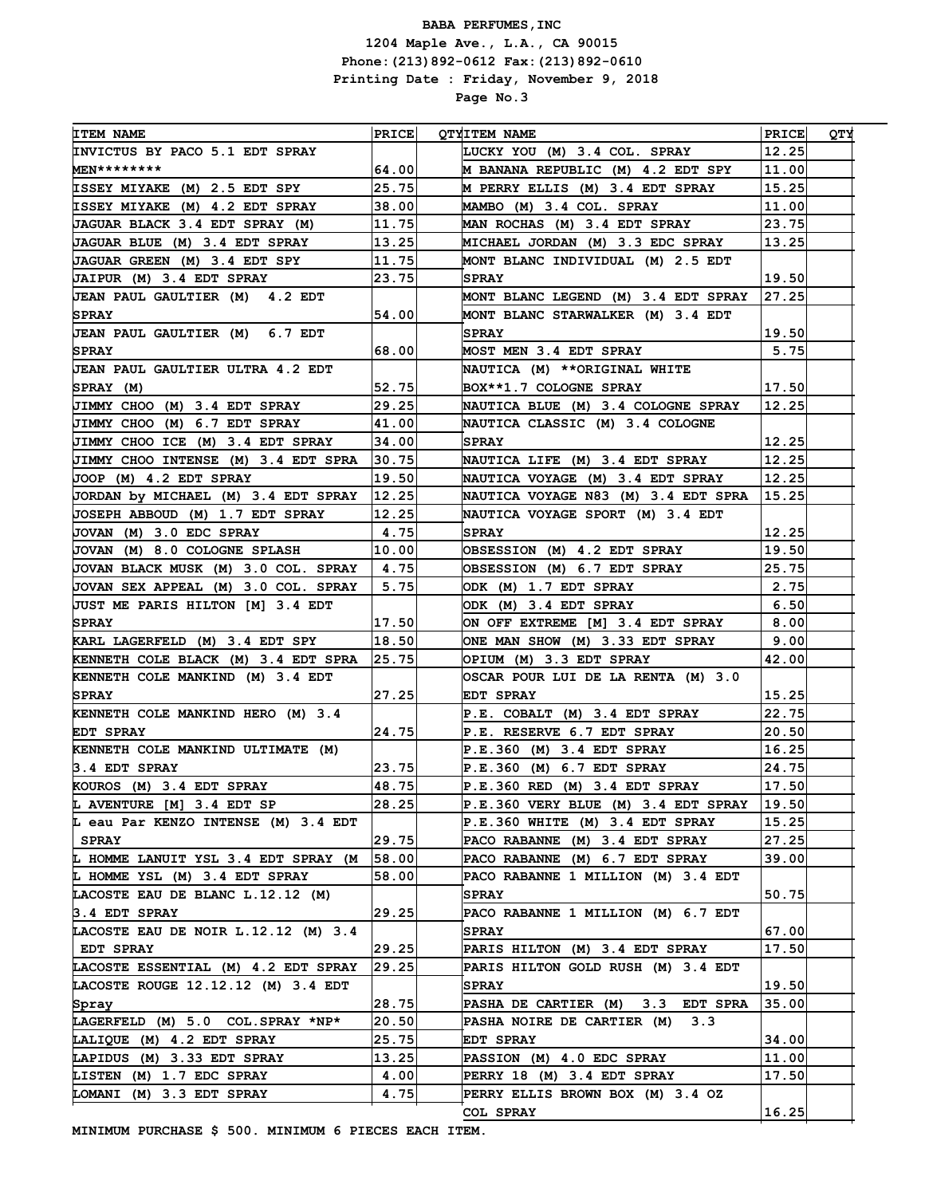**BABA PERFUMES,INC**
**1204 Maple Ave., L.A., CA 90015**
**Phone:(213)892-0612 Fax:(213)892-0610**
**Printing Date : Friday, November 9, 2018**
**Page No.3**

| ITEM NAME | PRICE | QTY | ITEM NAME | PRICE | QTY |
|---|---|---|---|---|---|
| INVICTUS BY PACO 5.1 EDT SPRAY MEN******** | 64.00 | | LUCKY YOU (M) 3.4 COL. SPRAY | 12.25 | |
| ISSEY MIYAKE (M) 2.5 EDT SPY | 25.75 | | M BANANA REPUBLIC (M) 4.2 EDT SPY | 11.00 | |
| ISSEY MIYAKE (M) 4.2 EDT SPRAY | 38.00 | | M PERRY ELLIS (M) 3.4 EDT SPRAY | 15.25 | |
| JAGUAR BLACK 3.4 EDT SPRAY (M) | 11.75 | | MAMBO (M) 3.4 COL. SPRAY | 11.00 | |
| JAGUAR BLUE (M) 3.4 EDT SPRAY | 13.25 | | MAN ROCHAS (M) 3.4 EDT SPRAY | 23.75 | |
| JAGUAR GREEN (M) 3.4 EDT SPY | 11.75 | | MICHAEL JORDAN (M) 3.3 EDC SPRAY | 13.25 | |
| JAIPUR (M) 3.4 EDT SPRAY | 23.75 | | MONT BLANC INDIVIDUAL (M) 2.5 EDT SPRAY | 19.50 | |
| JEAN PAUL GAULTIER (M) 4.2 EDT SPRAY | 54.00 | | MONT BLANC LEGEND (M) 3.4 EDT SPRAY | 27.25 | |
| JEAN PAUL GAULTIER (M) 6.7 EDT SPRAY | 68.00 | | MONT BLANC STARWALKER (M) 3.4 EDT SPRAY | 19.50 | |
| JEAN PAUL GAULTIER ULTRA 4.2 EDT SPRAY (M) | 52.75 | | MOST MEN 3.4 EDT SPRAY | 5.75 | |
| JIMMY CHOO (M) 3.4 EDT SPRAY | 29.25 | | NAUTICA (M) **ORIGINAL WHITE BOX**1.7 COLOGNE SPRAY | 17.50 | |
| JIMMY CHOO (M) 6.7 EDT SPRAY | 41.00 | | NAUTICA BLUE (M) 3.4 COLOGNE SPRAY | 12.25 | |
| JIMMY CHOO ICE (M) 3.4 EDT SPRAY | 34.00 | | NAUTICA CLASSIC (M) 3.4 COLOGNE SPRAY | 12.25 | |
| JIMMY CHOO INTENSE (M) 3.4 EDT SPRA | 30.75 | | NAUTICA LIFE (M) 3.4 EDT SPRAY | 12.25 | |
| JOOP (M) 4.2 EDT SPRAY | 19.50 | | NAUTICA VOYAGE (M) 3.4 EDT SPRAY | 12.25 | |
| JORDAN by MICHAEL (M) 3.4 EDT SPRAY | 12.25 | | NAUTICA VOYAGE N83 (M) 3.4 EDT SPRA | 15.25 | |
| JOSEPH ABBOUD (M) 1.7 EDT SPRAY | 12.25 | | NAUTICA VOYAGE SPORT (M) 3.4 EDT SPRAY | 12.25 | |
| JOVAN (M) 3.0 EDC SPRAY | 4.75 | | OBSESSION (M) 4.2 EDT SPRAY | 19.50 | |
| JOVAN (M) 8.0 COLOGNE SPLASH | 10.00 | | OBSESSION (M) 6.7 EDT SPRAY | 25.75 | |
| JOVAN BLACK MUSK (M) 3.0 COL. SPRAY | 4.75 | | ODK (M) 1.7 EDT SPRAY | 2.75 | |
| JOVAN SEX APPEAL (M) 3.0 COL. SPRAY | 5.75 | | ODK (M) 3.4 EDT SPRAY | 6.50 | |
| JUST ME PARIS HILTON [M] 3.4 EDT SPRAY | 17.50 | | ON OFF EXTREME [M] 3.4 EDT SPRAY | 8.00 | |
| KARL LAGERFELD (M) 3.4 EDT SPY | 18.50 | | ONE MAN SHOW (M) 3.33 EDT SPRAY | 9.00 | |
| KENNETH COLE BLACK (M) 3.4 EDT SPRA | 25.75 | | OPIUM (M) 3.3 EDT SPRAY | 42.00 | |
| KENNETH COLE MANKIND (M) 3.4 EDT SPRAY | 27.25 | | OSCAR POUR LUI DE LA RENTA (M) 3.0 EDT SPRAY | 15.25 | |
| KENNETH COLE MANKIND HERO (M) 3.4 EDT SPRAY | 24.75 | | P.E. COBALT (M) 3.4 EDT SPRAY | 22.75 | |
| KENNETH COLE MANKIND ULTIMATE (M) 3.4 EDT SPRAY | 23.75 | | P.E. RESERVE 6.7 EDT SPRAY | 20.50 | |
| KOUROS (M) 3.4 EDT SPRAY | 48.75 | | P.E.360 (M) 3.4 EDT SPRAY | 16.25 | |
| L AVENTURE [M] 3.4 EDT SP | 28.25 | | P.E.360 (M) 6.7 EDT SPRAY | 24.75 | |
| L eau Par KENZO INTENSE (M) 3.4 EDT SPRAY | 29.75 | | P.E.360 RED (M) 3.4 EDT SPRAY | 17.50 | |
| L HOMME LANUIT YSL 3.4 EDT SPRAY (M | 58.00 | | P.E.360 VERY BLUE (M) 3.4 EDT SPRAY | 19.50 | |
| L HOMME YSL (M) 3.4 EDT SPRAY | 58.00 | | P.E.360 WHITE (M) 3.4 EDT SPRAY | 15.25 | |
| LACOSTE EAU DE BLANC L.12.12 (M) 3.4 EDT SPRAY | 29.25 | | PACO RABANNE (M) 3.4 EDT SPRAY | 27.25 | |
| LACOSTE EAU DE NOIR L.12.12 (M) 3.4 EDT SPRAY | 29.25 | | PACO RABANNE (M) 6.7 EDT SPRAY | 39.00 | |
| LACOSTE ESSENTIAL (M) 4.2 EDT SPRAY | 29.25 | | PACO RABANNE 1 MILLION (M) 3.4 EDT SPRAY | 50.75 | |
| LACOSTE ROUGE 12.12.12 (M) 3.4 EDT Spray | 28.75 | | PACO RABANNE 1 MILLION (M) 6.7 EDT SPRAY | 67.00 | |
| LAGERFELD (M) 5.0 COL.SPRAY *NP* | 20.50 | | PARIS HILTON (M) 3.4 EDT SPRAY | 17.50 | |
| LALIQUE (M) 4.2 EDT SPRAY | 25.75 | | PARIS HILTON GOLD RUSH (M) 3.4 EDT SPRAY | 19.50 | |
| LAPIDUS (M) 3.33 EDT SPRAY | 13.25 | | PASHA DE CARTIER (M) 3.3 EDT SPRA | 35.00 | |
| LISTEN (M) 1.7 EDC SPRAY | 4.00 | | PASHA NOIRE DE CARTIER (M) 3.3 EDT SPRAY | 34.00 | |
| LOMANI (M) 3.3 EDT SPRAY | 4.75 | | PASSION (M) 4.0 EDC SPRAY | 11.00 | |
| | | | PERRY 18 (M) 3.4 EDT SPRAY | 17.50 | |
| | | | PERRY ELLIS BROWN BOX (M) 3.4 OZ COL SPRAY | 16.25 | |

MINIMUM PURCHASE $ 500. MINIMUM 6 PIECES EACH ITEM.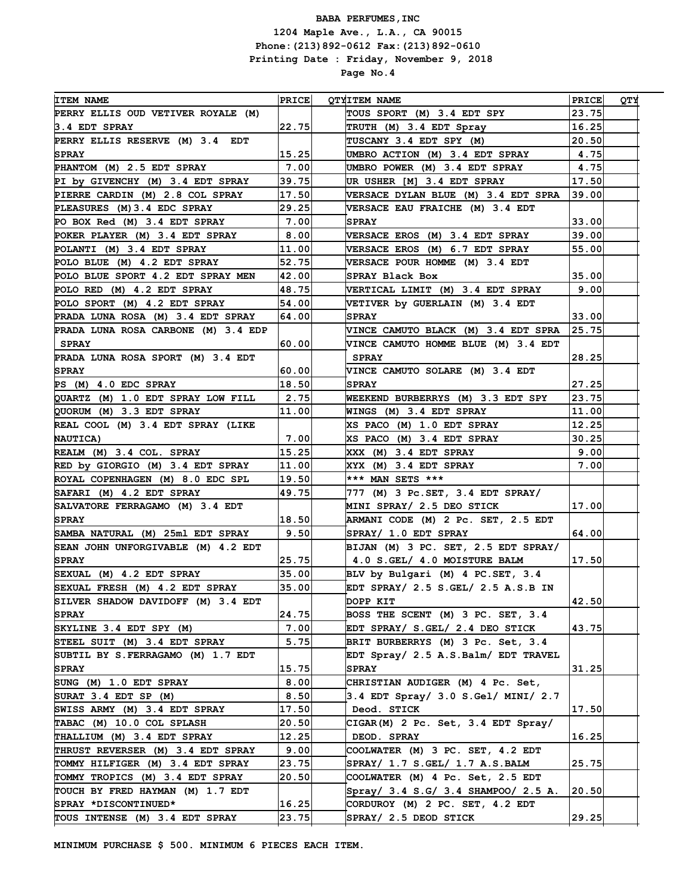**BABA PERFUMES,INC**

**1204 Maple Ave., L.A., CA 90015**

**Phone:(213)892-0612 Fax:(213)892-0610**

**Printing Date : Friday, November 9, 2018**

**Page No.4**

| ITEM NAME | PRICE | QTY | ITEM NAME | PRICE | QTY |
|---|---|---|---|---|---|
| PERRY ELLIS OUD VETIVER ROYALE (M) 3.4 EDT SPRAY | 22.75 | | TOUS SPORT (M) 3.4 EDT SPY | 23.75 | |
| PERRY ELLIS RESERVE (M) 3.4 EDT SPRAY | 15.25 | | TRUTH (M) 3.4 EDT Spray | 16.25 | |
| PHANTOM (M) 2.5 EDT SPRAY | 7.00 | | TUSCANY 3.4 EDT SPY (M) | 20.50 | |
| PI by GIVENCHY (M) 3.4 EDT SPRAY | 39.75 | | UMBRO ACTION (M) 3.4 EDT SPRAY | 4.75 | |
| PIERRE CARDIN (M) 2.8 COL SPRAY | 17.50 | | UMBRO POWER (M) 3.4 EDT SPRAY | 4.75 | |
| PLEASURES (M)3.4 EDC SPRAY | 29.25 | | UR USHER [M] 3.4 EDT SPRAY | 17.50 | |
| PO BOX Red (M) 3.4 EDT SPRAY | 7.00 | | VERSACE DYLAN BLUE (M) 3.4 EDT SPRA | 39.00 | |
| POKER PLAYER (M) 3.4 EDT SPRAY | 8.00 | | VERSACE EAU FRAICHE (M) 3.4 EDT SPRAY | 33.00 | |
| POLANTI (M) 3.4 EDT SPRAY | 11.00 | | VERSACE EROS (M) 3.4 EDT SPRAY | 39.00 | |
| POLO BLUE (M) 4.2 EDT SPRAY | 52.75 | | VERSACE EROS (M) 6.7 EDT SPRAY | 55.00 | |
| POLO BLUE SPORT 4.2 EDT SPRAY MEN | 42.00 | | VERSACE POUR HOMME (M) 3.4 EDT SPRAY Black Box | 35.00 | |
| POLO RED (M) 4.2 EDT SPRAY | 48.75 | | VERTICAL LIMIT (M) 3.4 EDT SPRAY | 9.00 | |
| POLO SPORT (M) 4.2 EDT SPRAY | 54.00 | | VETIVER by GUERLAIN (M) 3.4 EDT SPRAY | 33.00 | |
| PRADA LUNA ROSA (M) 3.4 EDT SPRAY | 64.00 | | VINCE CAMUTO BLACK (M) 3.4 EDT SPRA | 25.75 | |
| PRADA LUNA ROSA CARBONE (M) 3.4 EDP SPRAY | 60.00 | | VINCE CAMUTO HOMME BLUE (M) 3.4 EDT SPRAY | 28.25 | |
| PRADA LUNA ROSA SPORT (M) 3.4 EDT SPRAY | 60.00 | | VINCE CAMUTO SOLARE (M) 3.4 EDT SPRAY | 27.25 | |
| PS (M) 4.0 EDC SPRAY | 18.50 | | WEEKEND BURBERRYS (M) 3.3 EDT SPY | 23.75 | |
| QUARTZ (M) 1.0 EDT SPRAY LOW FILL | 2.75 | | WINGS (M) 3.4 EDT SPRAY | 11.00 | |
| QUORUM (M) 3.3 EDT SPRAY | 11.00 | | XS PACO (M) 1.0 EDT SPRAY | 12.25 | |
| REAL COOL (M) 3.4 EDT SPRAY (LIKE NAUTICA) | 7.00 | | XS PACO (M) 3.4 EDT SPRAY | 30.25 | |
| REALM (M) 3.4 COL. SPRAY | 15.25 | | XXX (M) 3.4 EDT SPRAY | 9.00 | |
| RED by GIORGIO (M) 3.4 EDT SPRAY | 11.00 | | XYX (M) 3.4 EDT SPRAY | 7.00 | |
| ROYAL COPENHAGEN (M) 8.0 EDC SPL | 19.50 | | *** MAN SETS *** | | |
| SAFARI (M) 4.2 EDT SPRAY | 49.75 | | 777 (M) 3 Pc.SET, 3.4 EDT SPRAY/ MINI SPRAY/ 2.5 DEO STICK | 17.00 | |
| SALVATORE FERRAGAMO (M) 3.4 EDT SPRAY | 18.50 | | ARMANI CODE (M) 2 Pc. SET, 2.5 EDT SPRAY/ 1.0 EDT SPRAY | 64.00 | |
| SAMBA NATURAL (M) 25ml EDT SPRAY | 9.50 | | BIJAN (M) 3 PC. SET, 2.5 EDT SPRAY/ 4.0 S.GEL/ 4.0 MOISTURE BALM | 17.50 | |
| SEAN JOHN UNFORGIVABLE (M) 4.2 EDT SPRAY | 25.75 | | BLV by Bulgari (M) 4 PC.SET, 3.4 EDT SPRAY/ 2.5 S.GEL/ 2.5 A.S.B IN DOPP KIT | 42.50 | |
| SEXUAL (M) 4.2 EDT SPRAY | 35.00 | | BOSS THE SCENT (M) 3 PC. SET, 3.4 EDT SPRAY/ S.GEL/ 2.4 DEO STICK | 43.75 | |
| SEXUAL FRESH (M) 4.2 EDT SPRAY | 35.00 | | BRIT BURBERRYS (M) 3 Pc. Set, 3.4 EDT Spray/ 2.5 A.S.Balm/ EDT TRAVEL SPRAY | 31.25 | |
| SILVER SHADOW DAVIDOFF (M) 3.4 EDT SPRAY | 24.75 | | CHRISTIAN AUDIGER (M) 4 Pc. Set, 3.4 EDT Spray/ 3.0 S.Gel/ MINI/ 2.7 Deod. STICK | 17.50 | |
| SKYLINE 3.4 EDT SPY (M) | 7.00 | | CIGAR(M) 2 Pc. Set, 3.4 EDT Spray/ DEOD. SPRAY | 16.25 | |
| STEEL SUIT (M) 3.4 EDT SPRAY | 5.75 | | COOLWATER (M) 3 PC. SET, 4.2 EDT SPRAY/ 1.7 S.GEL/ 1.7 A.S.BALM | 25.75 | |
| SUBTIL BY S.FERRAGAMO (M) 1.7 EDT SPRAY | 15.75 | | COOLWATER (M) 4 Pc. Set, 2.5 EDT Spray/ 3.4 S.G/ 3.4 SHAMPOO/ 2.5 A. | 20.50 | |
| SUNG (M) 1.0 EDT SPRAY | 8.00 | | CORDUROY (M) 2 PC. SET, 4.2 EDT SPRAY/ 2.5 DEOD STICK | 29.25 | |
| SURAT 3.4 EDT SP (M) | 8.50 | | | | |
| SWISS ARMY (M) 3.4 EDT SPRAY | 17.50 | | | | |
| TABAC (M) 10.0 COL SPLASH | 20.50 | | | | |
| THALLIUM (M) 3.4 EDT SPRAY | 12.25 | | | | |
| THRUST REVERSER (M) 3.4 EDT SPRAY | 9.00 | | | | |
| TOMMY HILFIGER (M) 3.4 EDT SPRAY | 23.75 | | | | |
| TOMMY TROPICS (M) 3.4 EDT SPRAY | 20.50 | | | | |
| TOUCH BY FRED HAYMAN (M) 1.7 EDT SPRAY *DISCONTINUED* | 16.25 | | | | |
| TOUS INTENSE (M) 3.4 EDT SPRAY | 23.75 | | | | |

**MINIMUM PURCHASE $ 500. MINIMUM 6 PIECES EACH ITEM.**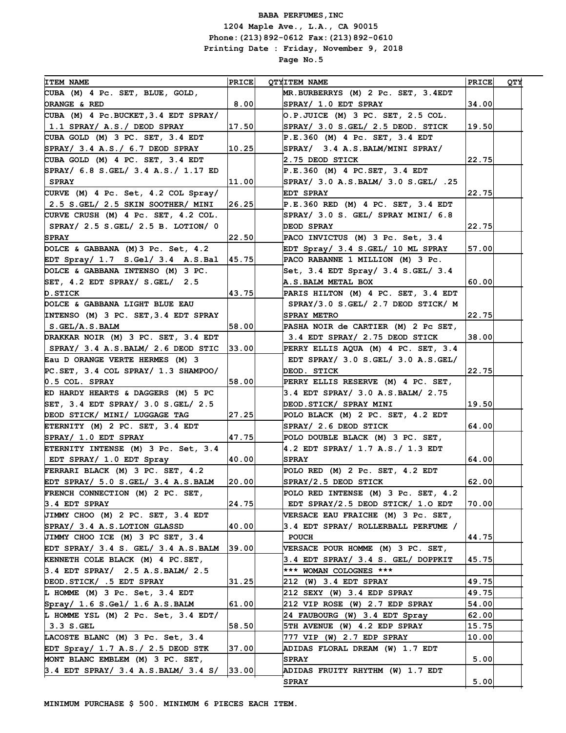**BABA PERFUMES,INC**
**1204 Maple Ave., L.A., CA 90015**
**Phone:(213)892-0612 Fax:(213)892-0610**
**Printing Date : Friday, November 9, 2018**

| ITEM NAME | PRICE | QTY | ITEM NAME | PRICE | QTY |
|---|---|---|---|---|---|
| CUBA (M) 4 Pc. SET, BLUE, GOLD, ORANGE & RED | 8.00 | | MR.BURBERRYS (M) 2 Pc. SET, 3.4EDT SPRAY/ 1.0 EDT SPRAY | 34.00 | |
| CUBA (M) 4 Pc.BUCKET,3.4 EDT SPRAY/ 1.1 SPRAY/ A.S./ DEOD SPRAY | 17.50 | | O.P.JUICE (M) 3 PC. SET, 2.5 COL. SPRAY/ 3.0 S.GEL/ 2.5 DEOD. STICK | 19.50 | |
| CUBA GOLD (M) 3 PC. SET, 3.4 EDT SPRAY/ 3.4 A.S./ 6.7 DEOD SPRAY | 10.25 | | P.E.360 (M) 4 Pc. SET, 3.4 EDT SPRAY/ 3.4 A.S.BALM/MINI SPRAY/ 2.75 DEOD STICK | 22.75 | |
| CUBA GOLD (M) 4 PC. SET, 3.4 EDT SPRAY/ 6.8 S.GEL/ 3.4 A.S./ 1.17 ED SPRAY | 11.00 | | P.E.360 (M) 4 PC.SET, 3.4 EDT SPRAY/ 3.0 A.S.BALM/ 3.0 S.GEL/ .25 EDT SPRAY | 22.75 | |
| CURVE (M) 4 Pc. Set, 4.2 COL Spray/ 2.5 S.GEL/ 2.5 SKIN SOOTHER/ MINI | 26.25 | | P.E.360 RED (M) 4 PC. SET, 3.4 EDT SPRAY/ 3.0 S. GEL/ SPRAY MINI/ 6.8 DEOD SPRAY | 22.75 | |
| CURVE CRUSH (M) 4 Pc. SET, 4.2 COL. SPRAY/ 2.5 S.GEL/ 2.5 B. LOTION/ 0 SPRAY | 22.50 | | PACO INVICTUS (M) 3 Pc. Set, 3.4 EDT Spray/ 3.4 S.GEL/ 10 ML SPRAY | 57.00 | |
| DOLCE & GABBANA (M)3 Pc. Set, 4.2 EDT Spray/ 1.7 S.Gel/ 3.4 A.S.Bal | 45.75 | | PACO RABANNE 1 MILLION (M) 3 Pc. Set, 3.4 EDT Spray/ 3.4 S.GEL/ 3.4 A.S.BALM METAL BOX | 60.00 | |
| DOLCE & GABBANA INTENSO (M) 3 PC. SET, 4.2 EDT SPRAY/ S.GEL/ 2.5 D.STICK | 43.75 | | PARIS HILTON (M) 4 PC. SET, 3.4 EDT SPRAY/3.0 S.GEL/ 2.7 DEOD STICK/ M SPRAY METRO | 22.75 | |
| DOLCE & GABBANA LIGHT BLUE EAU INTENSO (M) 3 PC. SET,3.4 EDT SPRAY S.GEL/A.S.BALM | 58.00 | | PASHA NOIR de CARTIER (M) 2 Pc SET, 3.4 EDT SPRAY/ 2.75 DEOD STICK | 38.00 | |
| DRAKKAR NOIR (M) 3 PC. SET, 3.4 EDT SPRAY/ 3.4 A.S.BALM/ 2.6 DEOD STIC | 33.00 | | PERRY ELLIS AQUA (M) 4 PC. SET, 3.4 EDT SPRAY/ 3.0 S.GEL/ 3.0 A.S.GEL/ DEOD. STICK | 22.75 | |
| Eau D ORANGE VERTE HERMES (M) 3 PC.SET, 3.4 COL SPRAY/ 1.3 SHAMPOO/ 0.5 COL. SPRAY | 58.00 | | PERRY ELLIS RESERVE (M) 4 PC. SET, 3.4 EDT SPRAY/ 3.0 A.S.BALM/ 2.75 DEOD.STICK/ SPRAY MINI | 19.50 | |
| ED HARDY HEARTS & DAGGERS (M) 5 PC SET, 3.4 EDT SPRAY/ 3.0 S.GEL/ 2.5 DEOD STICK/ MINI/ LUGGAGE TAG | 27.25 | | POLO BLACK (M) 2 PC. SET, 4.2 EDT SPRAY/ 2.6 DEOD STICK | 64.00 | |
| ETERNITY (M) 2 PC. SET, 3.4 EDT SPRAY/ 1.0 EDT SPRAY | 47.75 | | POLO DOUBLE BLACK (M) 3 PC. SET, 4.2 EDT SPRAY/ 1.7 A.S./ 1.3 EDT SPRAY | 64.00 | |
| ETERNITY INTENSE (M) 3 Pc. Set, 3.4 EDT SPRAY/ 1.0 EDT Spray | 40.00 | | POLO RED (M) 2 Pc. SET, 4.2 EDT SPRAY/2.5 DEOD STICK | 62.00 | |
| FERRARI BLACK (M) 3 PC. SET, 4.2 EDT SPRAY/ 5.0 S.GEL/ 3.4 A.S.BALM | 20.00 | | POLO RED INTENSE (M) 3 Pc. SET, 4.2 EDT SPRAY/2.5 DEOD STICK/ 1.O EDT | 70.00 | |
| FRENCH CONNECTION (M) 2 PC. SET, 3.4 EDT SPRAY | 24.75 | | VERSACE EAU FRAICHE (M) 3 Pc. SET, 3.4 EDT SPRAY/ ROLLERBALL PERFUME / POUCH | 44.75 | |
| JIMMY CHOO (M) 2 PC. SET, 3.4 EDT SPRAY/ 3.4 A.S.LOTION GLASSD | 40.00 | | VERSACE POUR HOMME (M) 3 PC. SET, 3.4 EDT SPRAY/ 3.4 S. GEL/ DOPPKIT | 45.75 | |
| JIMMY CHOO ICE (M) 3 PC SET, 3.4 EDT SPRAY/ 3.4 S. GEL/ 3.4 A.S.BALM | 39.00 | | *** WOMAN COLOGNES *** | | |
| KENNETH COLE BLACK (M) 4 PC.SET, 3.4 EDT SPRAY/ 2.5 A.S.BALM/ 2.5 DEOD.STICK/ .5 EDT SPRAY | 31.25 | | 212 (W) 3.4 EDT SPRAY | 49.75 | |
| L HOMME (M) 3 Pc. Set, 3.4 EDT Spray/ 1.6 S.Gel/ 1.6 A.S.BALM | 61.00 | | 212 SEXY (W) 3.4 EDP SPRAY | 49.75 | |
| L HOMME YSL (M) 2 Pc. Set, 3.4 EDT/ 3.3 S.GEL | 58.50 | | 212 VIP ROSE (W) 2.7 EDP SPRAY | 54.00 | |
| LACOSTE BLANC (M) 3 Pc. Set, 3.4 EDT Spray/ 1.7 A.S./ 2.5 DEOD STK | 37.00 | | 24 FAUBOURG (W) 3.4 EDT Spray | 62.00 | |
| MONT BLANC EMBLEM (M) 3 PC. SET, 3.4 EDT SPRAY/ 3.4 A.S.BALM/ 3.4 S/ | 33.00 | | 5TH AVENUE (W) 4.2 EDP SPRAY | 15.75 | |
| | | | 777 VIP (W) 2.7 EDP SPRAY | 10.00 | |
| | | | ADIDAS FLORAL DREAM (W) 1.7 EDT SPRAY | 5.00 | |
| | | | ADIDAS FRUITY RHYTHM (W) 1.7 EDT SPRAY | 5.00 | |

**MINIMUM PURCHASE $ 500. MINIMUM 6 PIECES EACH ITEM.**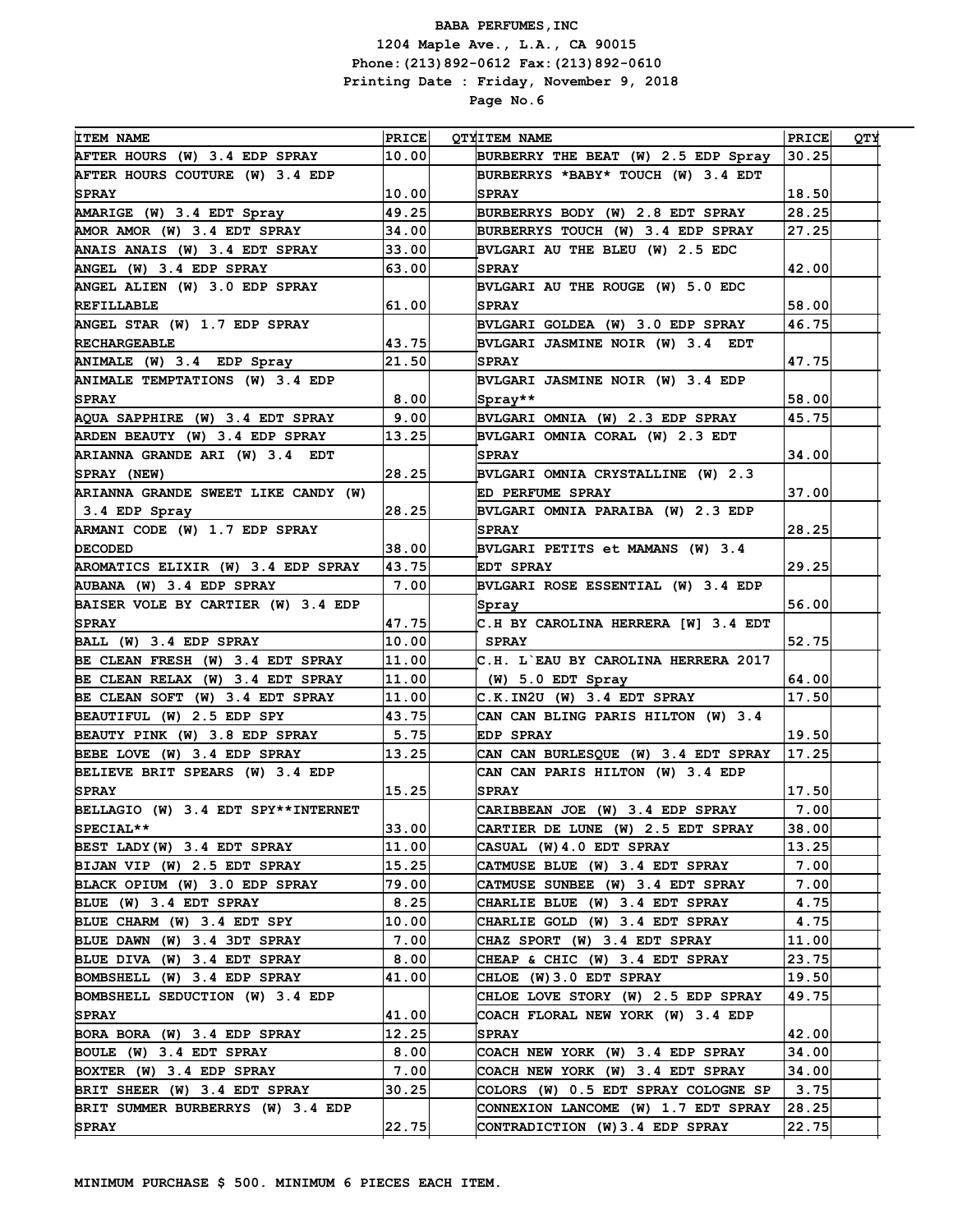**BABA PERFUMES,INC**
**1204 Maple Ave., L.A., CA 90015**
**Phone:(213)892-0612 Fax:(213)892-0610**
**Printing Date : Friday, November 9, 2018**

| ITEM NAME | PRICE | QTY |
|---|---|---|
| AFTER HOURS (W) 3.4 EDP SPRAY | 10.00 | |
| AFTER HOURS COUTURE (W) 3.4 EDP SPRAY | 10.00 | |
| AMARIGE (W) 3.4 EDT Spray | 49.25 | |
| AMOR AMOR (W) 3.4 EDT SPRAY | 34.00 | |
| ANAIS ANAIS (W) 3.4 EDT SPRAY | 33.00 | |
| ANGEL (W) 3.4 EDP SPRAY | 63.00 | |
| ANGEL ALIEN (W) 3.0 EDP SPRAY REFILLABLE | 61.00 | |
| ANGEL STAR (W) 1.7 EDP SPRAY RECHARGEABLE | 43.75 | |
| ANIMALE (W) 3.4 EDP Spray | 21.50 | |
| ANIMALE TEMPTATIONS (W) 3.4 EDP SPRAY | 8.00 | |
| AQUA SAPPHIRE (W) 3.4 EDT SPRAY | 9.00 | |
| ARDEN BEAUTY (W) 3.4 EDP SPRAY | 13.25 | |
| ARIANNA GRANDE ARI (W) 3.4 EDT SPRAY (NEW) | 28.25 | |
| ARIANNA GRANDE SWEET LIKE CANDY (W) 3.4 EDP Spray | 28.25 | |
| ARMANI CODE (W) 1.7 EDP SPRAY DECODED | 38.00 | |
| AROMATICS ELIXIR (W) 3.4 EDP SPRAY | 43.75 | |
| AUBANA (W) 3.4 EDP SPRAY | 7.00 | |
| BAISER VOLE BY CARTIER (W) 3.4 EDP SPRAY | 47.75 | |
| BALL (W) 3.4 EDP SPRAY | 10.00 | |
| BE CLEAN FRESH (W) 3.4 EDT SPRAY | 11.00 | |
| BE CLEAN RELAX (W) 3.4 EDT SPRAY | 11.00 | |
| BE CLEAN SOFT (W) 3.4 EDT SPRAY | 11.00 | |
| BEAUTIFUL (W) 2.5 EDP SPY | 43.75 | |
| BEAUTY PINK (W) 3.8 EDP SPRAY | 5.75 | |
| BEBE LOVE (W) 3.4 EDP SPRAY | 13.25 | |
| BELIEVE BRIT SPEARS (W) 3.4 EDP SPRAY | 15.25 | |
| BELLAGIO (W) 3.4 EDT SPY**INTERNET SPECIAL** | 33.00 | |
| BEST LADY(W) 3.4 EDT SPRAY | 11.00 | |
| BIJAN VIP (W) 2.5 EDT SPRAY | 15.25 | |
| BLACK OPIUM (W) 3.0 EDP SPRAY | 79.00 | |
| BLUE (W) 3.4 EDT SPRAY | 8.25 | |
| BLUE CHARM (W) 3.4 EDT SPY | 10.00 | |
| BLUE DAWN (W) 3.4 3DT SPRAY | 7.00 | |
| BLUE DIVA (W) 3.4 EDT SPRAY | 8.00 | |
| BOMBSHELL (W) 3.4 EDP SPRAY | 41.00 | |
| BOMBSHELL SEDUCTION (W) 3.4 EDP SPRAY | 41.00 | |
| BORA BORA (W) 3.4 EDP SPRAY | 12.25 | |
| BOULE (W) 3.4 EDT SPRAY | 8.00 | |
| BOXTER (W) 3.4 EDP SPRAY | 7.00 | |
| BRIT SHEER (W) 3.4 EDT SPRAY | 30.25 | |
| BRIT SUMMER BURBERRYS (W) 3.4 EDP SPRAY | 22.75 | |
| BURBERRY THE BEAT (W) 2.5 EDP Spray | 30.25 | |
| BURBERRYS *BABY* TOUCH (W) 3.4 EDT SPRAY | 18.50 | |
| BURBERRYS BODY (W) 2.8 EDT SPRAY | 28.25 | |
| BURBERRYS TOUCH (W) 3.4 EDP SPRAY | 27.25 | |
| BVLGARI AU THE BLEU (W) 2.5 EDC SPRAY | 42.00 | |
| BVLGARI AU THE ROUGE (W) 5.0 EDC SPRAY | 58.00 | |
| BVLGARI GOLDEA (W) 3.0 EDP SPRAY | 46.75 | |
| BVLGARI JASMINE NOIR (W) 3.4 EDT SPRAY | 47.75 | |
| BVLGARI JASMINE NOIR (W) 3.4 EDP Spray** | 58.00 | |
| BVLGARI OMNIA (W) 2.3 EDP SPRAY | 45.75 | |
| BVLGARI OMNIA CORAL (W) 2.3 EDT SPRAY | 34.00 | |
| BVLGARI OMNIA CRYSTALLINE (W) 2.3 ED PERFUME SPRAY | 37.00 | |
| BVLGARI OMNIA PARAIBA (W) 2.3 EDP SPRAY | 28.25 | |
| BVLGARI PETITS et MAMANS (W) 3.4 EDT SPRAY | 29.25 | |
| BVLGARI ROSE ESSENTIAL (W) 3.4 EDP Spray | 56.00 | |
| C.H BY CAROLINA HERRERA [W] 3.4 EDT SPRAY | 52.75 | |
| C.H. L`EAU BY CAROLINA HERRERA 2017 (W) 5.0 EDT Spray | 64.00 | |
| C.K.IN2U (W) 3.4 EDT SPRAY | 17.50 | |
| CAN CAN BLING PARIS HILTON (W) 3.4 EDP SPRAY | 19.50 | |
| CAN CAN BURLESQUE (W) 3.4 EDT SPRAY | 17.25 | |
| CAN CAN PARIS HILTON (W) 3.4 EDP SPRAY | 17.50 | |
| CARIBBEAN JOE (W) 3.4 EDP SPRAY | 7.00 | |
| CARTIER DE LUNE (W) 2.5 EDT SPRAY | 38.00 | |
| CASUAL (W)4.0 EDT SPRAY | 13.25 | |
| CATMUSE BLUE (W) 3.4 EDT SPRAY | 7.00 | |
| CATMUSE SUNBEE (W) 3.4 EDT SPRAY | 7.00 | |
| CHARLIE BLUE (W) 3.4 EDT SPRAY | 4.75 | |
| CHARLIE GOLD (W) 3.4 EDT SPRAY | 4.75 | |
| CHAZ SPORT (W) 3.4 EDT SPRAY | 11.00 | |
| CHEAP & CHIC (W) 3.4 EDT SPRAY | 23.75 | |
| CHLOE (W)3.0 EDT SPRAY | 19.50 | |
| CHLOE LOVE STORY (W) 2.5 EDP SPRAY | 49.75 | |
| COACH FLORAL NEW YORK (W) 3.4 EDP SPRAY | 42.00 | |
| COACH NEW YORK (W) 3.4 EDP SPRAY | 34.00 | |
| COACH NEW YORK (W) 3.4 EDT SPRAY | 34.00 | |
| COLORS (W) 0.5 EDT SPRAY COLOGNE SP | 3.75 | |
| CONNEXION LANCOME (W) 1.7 EDT SPRAY | 28.25 | |
| CONTRADICTION (W)3.4 EDP SPRAY | 22.75 | |

**MINIMUM PURCHASE $ 500. MINIMUM 6 PIECES EACH ITEM.**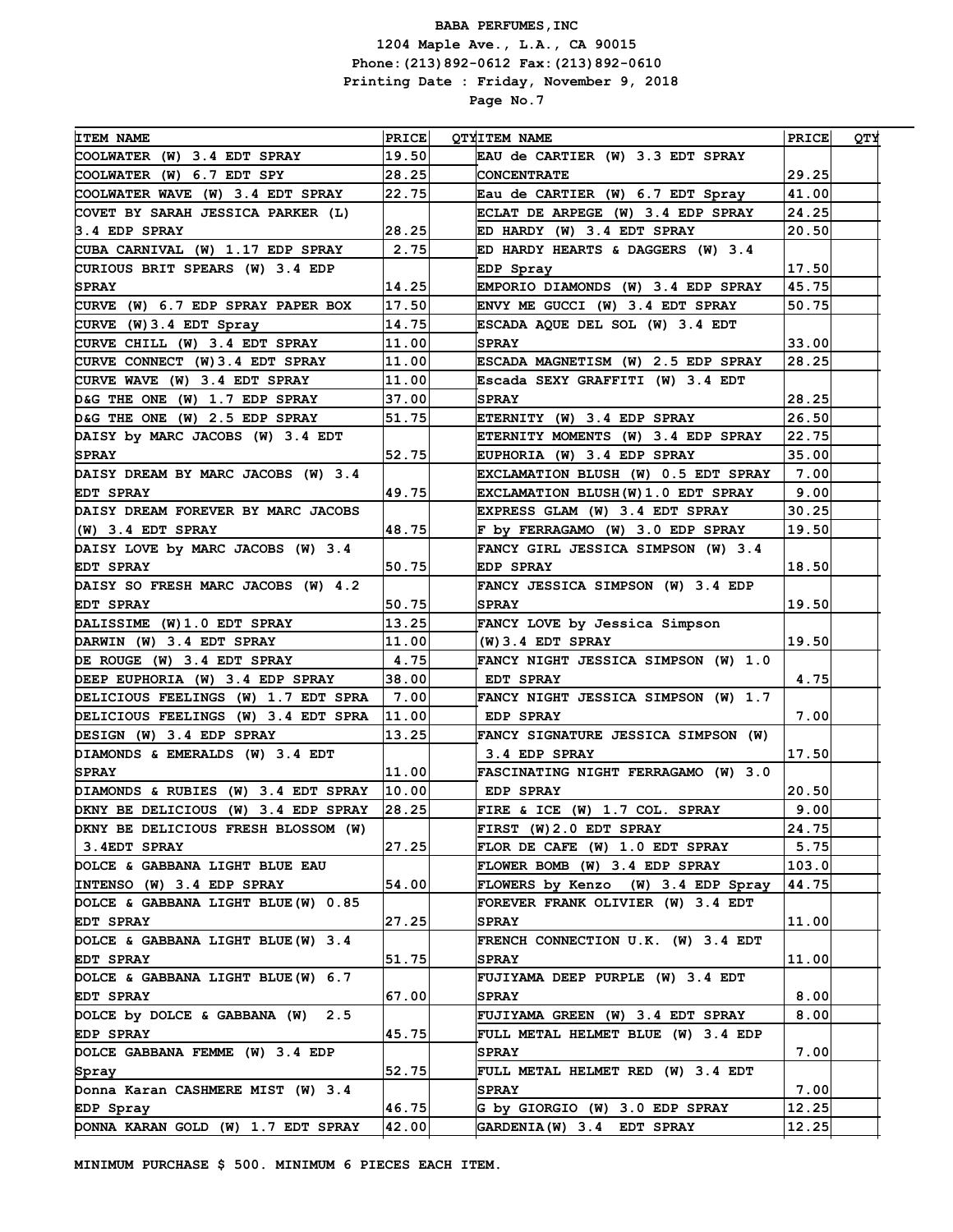**BABA PERFUMES,INC**
**1204 Maple Ave., L.A., CA 90015**
**Phone:(213)892-0612 Fax:(213)892-0610**
**Printing Date : Friday, November 9, 2018**
**Page No.7**

| ITEM NAME | PRICE | QTY | ITEM NAME | PRICE | QTY |
|---|---|---|---|---|---|
| COOLWATER (W) 3.4 EDT SPRAY | 19.50 | | EAU de CARTIER (W) 3.3 EDT SPRAY CONCENTRATE | 29.25 | |
| COOLWATER (W) 6.7 EDT SPY | 28.25 | | Eau de CARTIER (W) 6.7 EDT Spray | 41.00 | |
| COOLWATER WAVE (W) 3.4 EDT SPRAY | 22.75 | | ECLAT DE ARPEGE (W) 3.4 EDP SPRAY | 24.25 | |
| COVET BY SARAH JESSICA PARKER (L) 3.4 EDP SPRAY | 28.25 | | ED HARDY (W) 3.4 EDT SPRAY | 20.50 | |
| CUBA CARNIVAL (W) 1.17 EDP SPRAY | 2.75 | | ED HARDY HEARTS & DAGGERS (W) 3.4 EDP Spray | 17.50 | |
| CURIOUS BRIT SPEARS (W) 3.4 EDP SPRAY | 14.25 | | EMPORIO DIAMONDS (W) 3.4 EDP SPRAY | 45.75 | |
| CURVE (W) 6.7 EDP SPRAY PAPER BOX | 17.50 | | ENVY ME GUCCI (W) 3.4 EDT SPRAY | 50.75 | |
| CURVE (W)3.4 EDT Spray | 14.75 | | ESCADA AQUE DEL SOL (W) 3.4 EDT SPRAY | 33.00 | |
| CURVE CHILL (W) 3.4 EDT SPRAY | 11.00 | | ESCADA MAGNETISM (W) 2.5 EDP SPRAY | 28.25 | |
| CURVE CONNECT (W)3.4 EDT SPRAY | 11.00 | | Escada SEXY GRAFFITI (W) 3.4 EDT SPRAY | 28.25 | |
| CURVE WAVE (W) 3.4 EDT SPRAY | 11.00 | | ETERNITY (W) 3.4 EDP SPRAY | 26.50 | |
| D&G THE ONE (W) 1.7 EDP SPRAY | 37.00 | | ETERNITY MOMENTS (W) 3.4 EDP SPRAY | 22.75 | |
| D&G THE ONE (W) 2.5 EDP SPRAY | 51.75 | | EUPHORIA (W) 3.4 EDP SPRAY | 35.00 | |
| DAISY by MARC JACOBS (W) 3.4 EDT SPRAY | 52.75 | | EXCLAMATION BLUSH (W) 0.5 EDT SPRAY | 7.00 | |
| DAISY DREAM BY MARC JACOBS (W) 3.4 EDT SPRAY | 49.75 | | EXCLAMATION BLUSH(W)1.0 EDT SPRAY | 9.00 | |
| DAISY DREAM FOREVER BY MARC JACOBS (W) 3.4 EDT SPRAY | 48.75 | | EXPRESS GLAM (W) 3.4 EDT SPRAY | 30.25 | |
| DAISY LOVE by MARC JACOBS (W) 3.4 EDT SPRAY | 50.75 | | F by FERRAGAMO (W) 3.0 EDP SPRAY | 19.50 | |
| DAISY SO FRESH MARC JACOBS (W) 4.2 EDT SPRAY | 50.75 | | FANCY GIRL JESSICA SIMPSON (W) 3.4 EDP SPRAY | 18.50 | |
| DALISSIME (W)1.0 EDT SPRAY | 13.25 | | FANCY JESSICA SIMPSON (W) 3.4 EDP SPRAY | 19.50 | |
| DARWIN (W) 3.4 EDT SPRAY | 11.00 | | FANCY LOVE by Jessica Simpson (W)3.4 EDT SPRAY | 19.50 | |
| DE ROUGE (W) 3.4 EDT SPRAY | 4.75 | | FANCY NIGHT JESSICA SIMPSON (W) 1.0 EDT SPRAY | 4.75 | |
| DEEP EUPHORIA (W) 3.4 EDP SPRAY | 38.00 | | FANCY NIGHT JESSICA SIMPSON (W) 1.7 EDP SPRAY | 7.00 | |
| DELICIOUS FEELINGS (W) 1.7 EDT SPRA | 7.00 | | FANCY SIGNATURE JESSICA SIMPSON (W) 3.4 EDP SPRAY | 17.50 | |
| DELICIOUS FEELINGS (W) 3.4 EDT SPRA | 11.00 | | FASCINATING NIGHT FERRAGAMO (W) 3.0 EDP SPRAY | 20.50 | |
| DESIGN (W) 3.4 EDP SPRAY | 13.25 | | FIRE & ICE (W) 1.7 COL. SPRAY | 9.00 | |
| DIAMONDS & EMERALDS (W) 3.4 EDT SPRAY | 11.00 | | FIRST (W)2.0 EDT SPRAY | 24.75 | |
| DIAMONDS & RUBIES (W) 3.4 EDT SPRAY | 10.00 | | FLOR DE CAFE (W) 1.0 EDT SPRAY | 5.75 | |
| DKNY BE DELICIOUS (W) 3.4 EDP SPRAY | 28.25 | | FLOWER BOMB (W) 3.4 EDP SPRAY | 103.0 | |
| DKNY BE DELICIOUS FRESH BLOSSOM (W) 3.4EDT SPRAY | 27.25 | | FLOWERS by Kenzo (W) 3.4 EDP Spray | 44.75 | |
| DOLCE & GABBANA LIGHT BLUE EAU INTENSO (W) 3.4 EDP SPRAY | 54.00 | | FOREVER FRANK OLIVIER (W) 3.4 EDT SPRAY | 11.00 | |
| DOLCE & GABBANA LIGHT BLUE(W) 0.85 EDT SPRAY | 27.25 | | FRENCH CONNECTION U.K. (W) 3.4 EDT SPRAY | 11.00 | |
| DOLCE & GABBANA LIGHT BLUE(W) 3.4 EDT SPRAY | 51.75 | | FUJIYAMA DEEP PURPLE (W) 3.4 EDT SPRAY | 8.00 | |
| DOLCE & GABBANA LIGHT BLUE(W) 6.7 EDT SPRAY | 67.00 | | FUJIYAMA GREEN (W) 3.4 EDT SPRAY | 8.00 | |
| DOLCE by DOLCE & GABBANA (W) 2.5 EDP SPRAY | 45.75 | | FULL METAL HELMET BLUE (W) 3.4 EDP SPRAY | 7.00 | |
| DOLCE GABBANA FEMME (W) 3.4 EDP Spray | 52.75 | | FULL METAL HELMET RED (W) 3.4 EDT SPRAY | 7.00 | |
| Donna Karan CASHMERE MIST (W) 3.4 EDP Spray | 46.75 | | G by GIORGIO (W) 3.0 EDP SPRAY | 12.25 | |
| DONNA KARAN GOLD (W) 1.7 EDT SPRAY | 42.00 | | GARDENIA(W) 3.4 EDT SPRAY | 12.25 | |

MINIMUM PURCHASE $ 500. MINIMUM 6 PIECES EACH ITEM.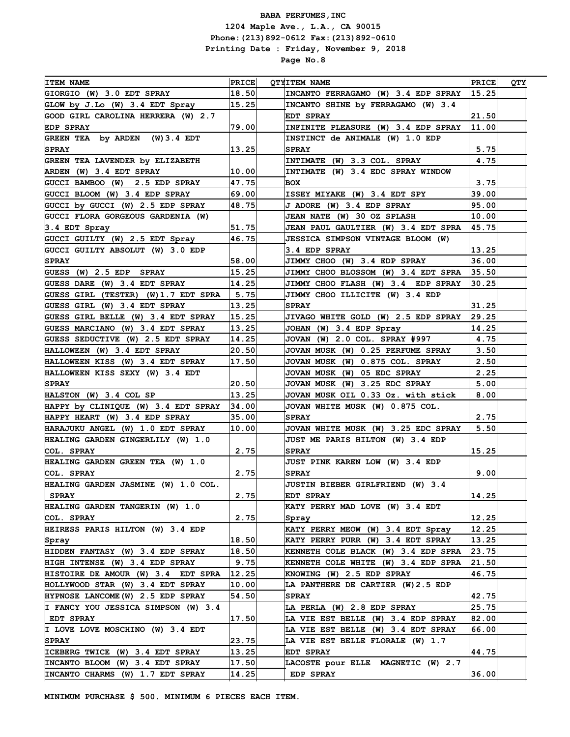**BABA PERFUMES,INC**
**1204 Maple Ave., L.A., CA 90015**
**Phone:(213)892-0612 Fax:(213)892-0610**
**Printing Date : Friday, November 9, 2018**
**Page No.8**

| ITEM NAME | PRICE | QTY |
|---|---|---|
| GIORGIO (W) 3.0 EDT SPRAY | 18.50 | |
| GLOW by J.Lo (W) 3.4 EDT Spray | 15.25 | |
| GOOD GIRL CAROLINA HERRERA (W) 2.7 EDP SPRAY | 79.00 | |
| GREEN TEA by ARDEN (W)3.4 EDT SPRAY | 13.25 | |
| GREEN TEA LAVENDER by ELIZABETH ARDEN (W) 3.4 EDT SPRAY | 10.00 | |
| GUCCI BAMBOO (W) 2.5 EDP SPRAY | 47.75 | |
| GUCCI BLOOM (W) 3.4 EDP SPRAY | 69.00 | |
| GUCCI by GUCCI (W) 2.5 EDP SPRAY | 48.75 | |
| GUCCI FLORA GORGEOUS GARDENIA (W) 3.4 EDT Spray | 51.75 | |
| GUCCI GUILTY (W) 2.5 EDT Spray | 46.75 | |
| GUCCI GUILTY ABSOLUT (W) 3.0 EDP SPRAY | 58.00 | |
| GUESS (W) 2.5 EDP SPRAY | 15.25 | |
| GUESS DARE (W) 3.4 EDT SPRAY | 14.25 | |
| GUESS GIRL (TESTER) (W)1.7 EDT SPRA | 5.75 | |
| GUESS GIRL (W) 3.4 EDT SPRAY | 13.25 | |
| GUESS GIRL BELLE (W) 3.4 EDT SPRAY | 15.25 | |
| GUESS MARCIANO (W) 3.4 EDT SPRAY | 13.25 | |
| GUESS SEDUCTIVE (W) 2.5 EDT SPRAY | 14.25 | |
| HALLOWEEN (W) 3.4 EDT SPRAY | 20.50 | |
| HALLOWEEN KISS (W) 3.4 EDT SPRAY | 17.50 | |
| HALLOWEEN KISS SEXY (W) 3.4 EDT SPRAY | 20.50 | |
| HALSTON (W) 3.4 COL SP | 13.25 | |
| HAPPY by CLINIQUE (W) 3.4 EDT SPRAY | 34.00 | |
| HAPPY HEART (W) 3.4 EDP SPRAY | 35.00 | |
| HARAJUKU ANGEL (W) 1.0 EDT SPRAY | 10.00 | |
| HEALING GARDEN GINGERLILY (W) 1.0 COL. SPRAY | 2.75 | |
| HEALING GARDEN GREEN TEA (W) 1.0 COL. SPRAY | 2.75 | |
| HEALING GARDEN JASMINE (W) 1.0 COL. SPRAY | 2.75 | |
| HEALING GARDEN TANGERIN (W) 1.0 COL. SPRAY | 2.75 | |
| HEIRESS PARIS HILTON (W) 3.4 EDP Spray | 18.50 | |
| HIDDEN FANTASY (W) 3.4 EDP SPRAY | 18.50 | |
| HIGH INTENSE (W) 3.4 EDP SPRAY | 9.75 | |
| HISTOIRE DE AMOUR (W) 3.4 EDT SPRA | 12.25 | |
| HOLLYWOOD STAR (W) 3.4 EDT SPRAY | 10.00 | |
| HYPNOSE LANCOME(W) 2.5 EDP SPRAY | 54.50 | |
| I FANCY YOU JESSICA SIMPSON (W) 3.4 EDT SPRAY | 17.50 | |
| I LOVE LOVE MOSCHINO (W) 3.4 EDT SPRAY | 23.75 | |
| ICEBERG TWICE (W) 3.4 EDT SPRAY | 13.25 | |
| INCANTO BLOOM (W) 3.4 EDT SPRAY | 17.50 | |
| INCANTO CHARMS (W) 1.7 EDT SPRAY | 14.25 | |
| INCANTO FERRAGAMO (W) 3.4 EDP SPRAY | 15.25 | |
| INCANTO SHINE by FERRAGAMO (W) 3.4 EDT SPRAY | 21.50 | |
| INFINITE PLEASURE (W) 3.4 EDP SPRAY | 11.00 | |
| INSTINCT de ANIMALE (W) 1.0 EDP SPRAY | 5.75 | |
| INTIMATE (W) 3.3 COL. SPRAY | 4.75 | |
| INTIMATE (W) 3.4 EDC SPRAY WINDOW BOX | 3.75 | |
| ISSEY MIYAKE (W) 3.4 EDT SPY | 39.00 | |
| J ADORE (W) 3.4 EDP SPRAY | 95.00 | |
| JEAN NATE (W) 30 OZ SPLASH | 10.00 | |
| JEAN PAUL GAULTIER (W) 3.4 EDT SPRA | 45.75 | |
| JESSICA SIMPSON VINTAGE BLOOM (W) 3.4 EDP SPRAY | 13.25 | |
| JIMMY CHOO (W) 3.4 EDP SPRAY | 36.00 | |
| JIMMY CHOO BLOSSOM (W) 3.4 EDT SPRA | 35.50 | |
| JIMMY CHOO FLASH (W) 3.4 EDP SPRAY | 30.25 | |
| JIMMY CHOO ILLICITE (W) 3.4 EDP SPRAY | 31.25 | |
| JIVAGO WHITE GOLD (W) 2.5 EDP SPRAY | 29.25 | |
| JOHAN (W) 3.4 EDP Spray | 14.25 | |
| JOVAN (W) 2.0 COL. SPRAY #997 | 4.75 | |
| JOVAN MUSK (W) 0.25 PERFUME SPRAY | 3.50 | |
| JOVAN MUSK (W) 0.875 COL. SPRAY | 2.50 | |
| JOVAN MUSK (W) 05 EDC SPRAY | 2.25 | |
| JOVAN MUSK (W) 3.25 EDC SPRAY | 5.00 | |
| JOVAN MUSK OIL 0.33 Oz. with stick | 8.00 | |
| JOVAN WHITE MUSK (W) 0.875 COL. SPRAY | 2.75 | |
| JOVAN WHITE MUSK (W) 3.25 EDC SPRAY | 5.50 | |
| JUST ME PARIS HILTON (W) 3.4 EDP SPRAY | 15.25 | |
| JUST PINK KAREN LOW (W) 3.4 EDP SPRAY | 9.00 | |
| JUSTIN BIEBER GIRLFRIEND (W) 3.4 EDT SPRAY | 14.25 | |
| KATY PERRY MAD LOVE (W) 3.4 EDT Spray | 12.25 | |
| KATY PERRY MEOW (W) 3.4 EDT Spray | 12.25 | |
| KATY PERRY PURR (W) 3.4 EDT SPRAY | 13.25 | |
| KENNETH COLE BLACK (W) 3.4 EDP SPRA | 23.75 | |
| KENNETH COLE WHITE (W) 3.4 EDP SPRA | 21.50 | |
| KNOWING (W) 2.5 EDP SPRAY | 46.75 | |
| LA PANTHERE DE CARTIER (W)2.5 EDP SPRAY | 42.75 | |
| LA PERLA (W) 2.8 EDP SPRAY | 25.75 | |
| LA VIE EST BELLE (W) 3.4 EDP SPRAY | 82.00 | |
| LA VIE EST BELLE (W) 3.4 EDT SPRAY | 66.00 | |
| LA VIE EST BELLE FLORALE (W) 1.7 EDT SPRAY | 44.75 | |
| LACOSTE pour ELLE MAGNETIC (W) 2.7 EDP SPRAY | 36.00 | |

**MINIMUM PURCHASE $ 500. MINIMUM 6 PIECES EACH ITEM.**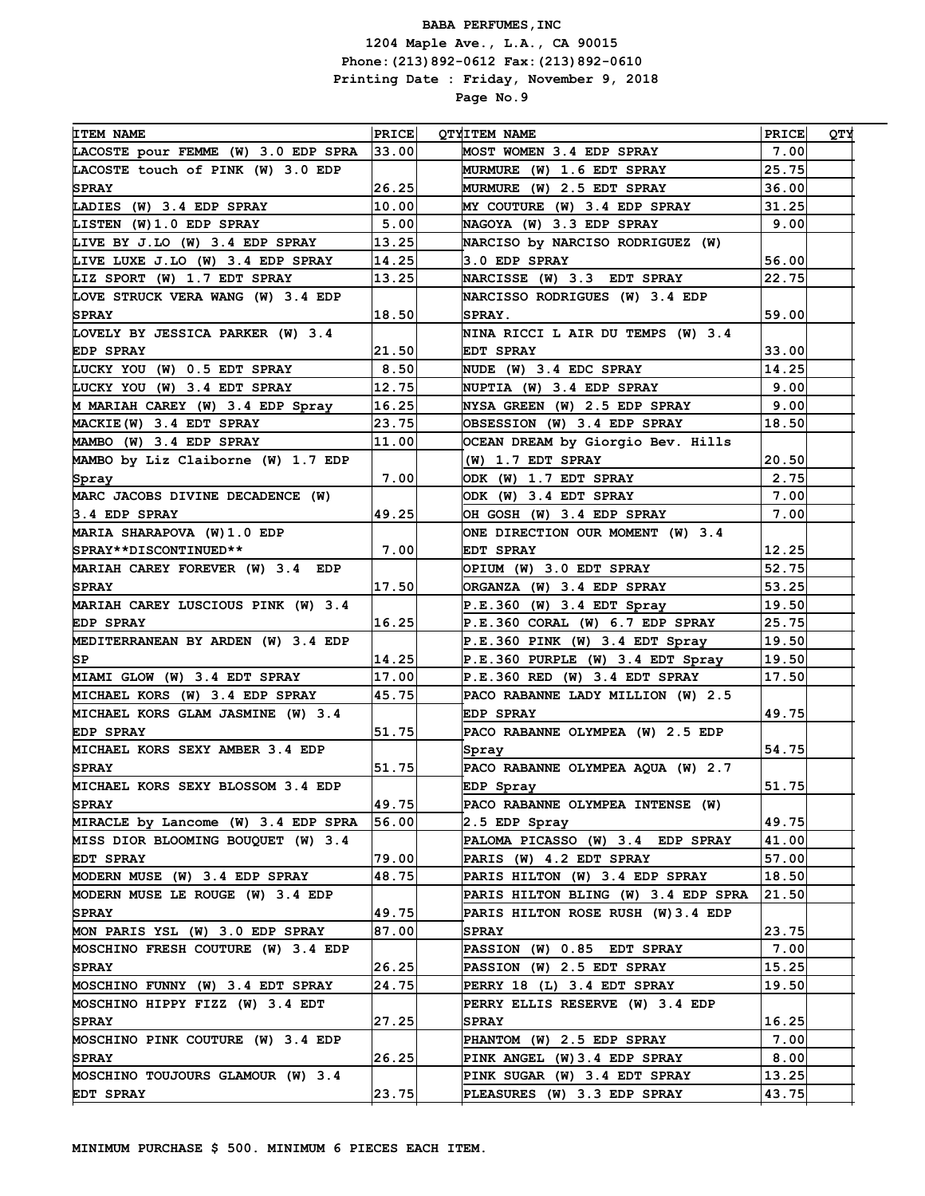**BABA PERFUMES,INC**
**1204 Maple Ave., L.A., CA 90015**
**Phone:(213)892-0612 Fax:(213)892-0610**
**Printing Date : Friday, November 9, 2018**
**Page No.9**

| ITEM NAME | PRICE | QTY | ITEM NAME | PRICE | QTY |
|---|---|---|---|---|---|
| LACOSTE pour FEMME (W) 3.0 EDP SPRA | 33.00 | | MOST WOMEN 3.4 EDP SPRAY | 7.00 | |
| LACOSTE touch of PINK (W) 3.0 EDP SPRAY | 26.25 | | MURMURE (W) 1.6 EDT SPRAY | 25.75 | |
| LADIES (W) 3.4 EDP SPRAY | 10.00 | | MURMURE (W) 2.5 EDT SPRAY | 36.00 | |
| LISTEN (W)1.0 EDP SPRAY | 5.00 | | MY COUTURE (W) 3.4 EDP SPRAY | 31.25 | |
| LIVE BY J.LO (W) 3.4 EDP SPRAY | 13.25 | | NAGOYA (W) 3.3 EDP SPRAY | 9.00 | |
| LIVE LUXE J.LO (W) 3.4 EDP SPRAY | 14.25 | | NARCISO by NARCISO RODRIGUEZ (W) 3.0 EDP SPRAY | 56.00 | |
| LIZ SPORT (W) 1.7 EDT SPRAY | 13.25 | | NARCISSE (W) 3.3 EDT SPRAY | 22.75 | |
| LOVE STRUCK VERA WANG (W) 3.4 EDP SPRAY | 18.50 | | NARCISSO RODRIGUES (W) 3.4 EDP SPRAY. | 59.00 | |
| LOVELY BY JESSICA PARKER (W) 3.4 EDP SPRAY | 21.50 | | NINA RICCI L AIR DU TEMPS (W) 3.4 EDT SPRAY | 33.00 | |
| LUCKY YOU (W) 0.5 EDT SPRAY | 8.50 | | NUDE (W) 3.4 EDC SPRAY | 14.25 | |
| LUCKY YOU (W) 3.4 EDT SPRAY | 12.75 | | NUPTIA (W) 3.4 EDP SPRAY | 9.00 | |
| M MARIAH CAREY (W) 3.4 EDP Spray | 16.25 | | NYSA GREEN (W) 2.5 EDP SPRAY | 9.00 | |
| MACKIE(W) 3.4 EDT SPRAY | 23.75 | | OBSESSION (W) 3.4 EDP SPRAY | 18.50 | |
| MAMBO (W) 3.4 EDP SPRAY | 11.00 | | OCEAN DREAM by Giorgio Bev. Hills (W) 1.7 EDT SPRAY | 20.50 | |
| MAMBO by Liz Claiborne (W) 1.7 EDP Spray | 7.00 | | ODK (W) 1.7 EDT SPRAY | 2.75 | |
| MARC JACOBS DIVINE DECADENCE (W) 3.4 EDP SPRAY | 49.25 | | ODK (W) 3.4 EDT SPRAY | 7.00 | |
| MARIA SHARAPOVA (W)1.0 EDP SPRAY**DISCONTINUED** | 7.00 | | OH GOSH (W) 3.4 EDP SPRAY | 7.00 | |
| MARIAH CAREY FOREVER (W) 3.4 EDP SPRAY | 17.50 | | ONE DIRECTION OUR MOMENT (W) 3.4 EDT SPRAY | 12.25 | |
| MARIAH CAREY LUSCIOUS PINK (W) 3.4 EDP SPRAY | 16.25 | | OPIUM (W) 3.0 EDT SPRAY | 52.75 | |
| MEDITERRANEAN BY ARDEN (W) 3.4 EDP SP | 14.25 | | ORGANZA (W) 3.4 EDP SPRAY | 53.25 | |
| MIAMI GLOW (W) 3.4 EDT SPRAY | 17.00 | | P.E.360 (W) 3.4 EDT Spray | 19.50 | |
| MICHAEL KORS (W) 3.4 EDP SPRAY | 45.75 | | P.E.360 CORAL (W) 6.7 EDP SPRAY | 25.75 | |
| MICHAEL KORS GLAM JASMINE (W) 3.4 EDP SPRAY | 51.75 | | P.E.360 PINK (W) 3.4 EDT Spray | 19.50 | |
| MICHAEL KORS SEXY AMBER 3.4 EDP SPRAY | 51.75 | | P.E.360 PURPLE (W) 3.4 EDT Spray | 19.50 | |
| MICHAEL KORS SEXY BLOSSOM 3.4 EDP SPRAY | 49.75 | | P.E.360 RED (W) 3.4 EDT SPRAY | 17.50 | |
| MIRACLE by Lancome (W) 3.4 EDP SPRA | 56.00 | | PACO RABANNE LADY MILLION (W) 2.5 EDP SPRAY | 49.75 | |
| MISS DIOR BLOOMING BOUQUET (W) 3.4 EDT SPRAY | 79.00 | | PACO RABANNE OLYMPEA (W) 2.5 EDP Spray | 54.75 | |
| MODERN MUSE (W) 3.4 EDP SPRAY | 48.75 | | PACO RABANNE OLYMPEA AQUA (W) 2.7 EDP Spray | 51.75 | |
| MODERN MUSE LE ROUGE (W) 3.4 EDP SPRAY | 49.75 | | PACO RABANNE OLYMPEA INTENSE (W) 2.5 EDP Spray | 49.75 | |
| MON PARIS YSL (W) 3.0 EDP SPRAY | 87.00 | | PALOMA PICASSO (W) 3.4 EDP SPRAY | 41.00 | |
| MOSCHINO FRESH COUTURE (W) 3.4 EDP SPRAY | 26.25 | | PARIS (W) 4.2 EDT SPRAY | 57.00 | |
| MOSCHINO FUNNY (W) 3.4 EDT SPRAY | 24.75 | | PARIS HILTON (W) 3.4 EDP SPRAY | 18.50 | |
| MOSCHINO HIPPY FIZZ (W) 3.4 EDT SPRAY | 27.25 | | PARIS HILTON BLING (W) 3.4 EDP SPRA | 21.50 | |
| MOSCHINO PINK COUTURE (W) 3.4 EDP SPRAY | 26.25 | | PARIS HILTON ROSE RUSH (W)3.4 EDP SPRAY | 23.75 | |
| MOSCHINO TOUJOURS GLAMOUR (W) 3.4 EDT SPRAY | 23.75 | | PASSION (W) 0.85 EDT SPRAY | 7.00 | |
| | | | PASSION (W) 2.5 EDT SPRAY | 15.25 | |
| | | | PERRY 18 (L) 3.4 EDT SPRAY | 19.50 | |
| | | | PERRY ELLIS RESERVE (W) 3.4 EDP SPRAY | 16.25 | |
| | | | PHANTOM (W) 2.5 EDP SPRAY | 7.00 | |
| | | | PINK ANGEL (W)3.4 EDP SPRAY | 8.00 | |
| | | | PINK SUGAR (W) 3.4 EDT SPRAY | 13.25 | |
| | | | PLEASURES (W) 3.3 EDP SPRAY | 43.75 | |

**MINIMUM PURCHASE $ 500. MINIMUM 6 PIECES EACH ITEM.**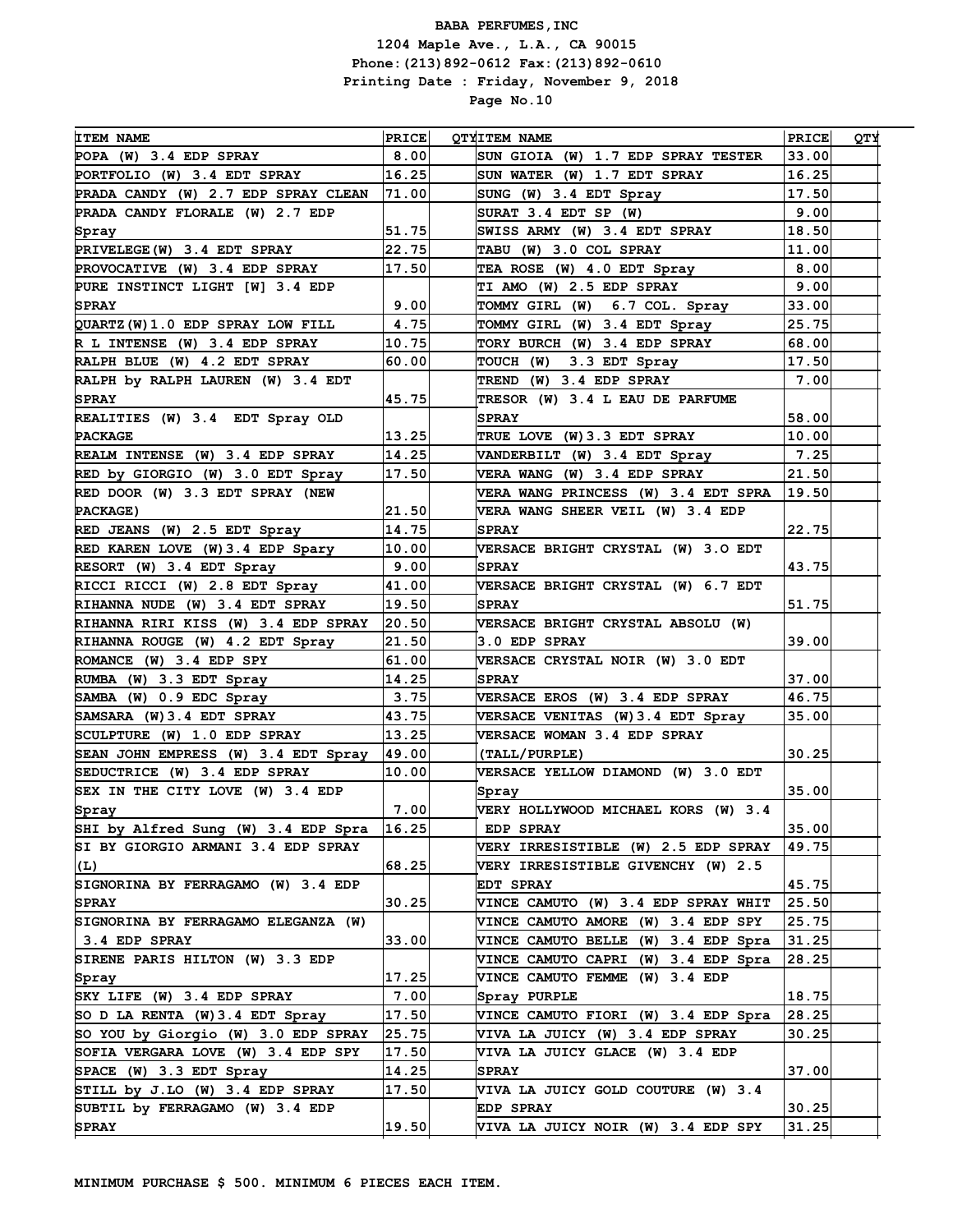BABA PERFUMES,INC
1204 Maple Ave., L.A., CA 90015
Phone:(213)892-0612 Fax:(213)892-0610
Printing Date : Friday, November 9, 2018

| ITEM NAME | PRICE | QTY | ITEM NAME | PRICE | QTY |
|---|---|---|---|---|---|
| POPA (W) 3.4 EDP SPRAY | 8.00 | | SUN GIOIA (W) 1.7 EDP SPRAY TESTER | 33.00 | |
| PORTFOLIO (W) 3.4 EDT SPRAY | 16.25 | | SUN WATER (W) 1.7 EDT SPRAY | 16.25 | |
| PRADA CANDY (W) 2.7 EDP SPRAY CLEAN | 71.00 | | SUNG (W) 3.4 EDT Spray | 17.50 | |
| PRADA CANDY FLORALE (W) 2.7 EDP Spray | 51.75 | | SURAT 3.4 EDT SP (W) | 9.00 | |
| PRIVELEGE(W) 3.4 EDT SPRAY | 22.75 | | SWISS ARMY (W) 3.4 EDT SPRAY | 18.50 | |
| PROVOCATIVE (W) 3.4 EDP SPRAY | 17.50 | | TABU (W) 3.0 COL SPRAY | 11.00 | |
| PURE INSTINCT LIGHT [W] 3.4 EDP SPRAY | 9.00 | | TEA ROSE (W) 4.0 EDT Spray | 8.00 | |
| QUARTZ(W)1.0 EDP SPRAY LOW FILL | 4.75 | | TI AMO (W) 2.5 EDP SPRAY | 9.00 | |
| R L INTENSE (W) 3.4 EDP SPRAY | 10.75 | | TOMMY GIRL (W) 6.7 COL. Spray | 33.00 | |
| RALPH BLUE (W) 4.2 EDT SPRAY | 60.00 | | TOMMY GIRL (W) 3.4 EDT Spray | 25.75 | |
| RALPH by RALPH LAUREN (W) 3.4 EDT SPRAY | 45.75 | | TORY BURCH (W) 3.4 EDP SPRAY | 68.00 | |
| REALITIES (W) 3.4 EDT Spray OLD PACKAGE | 13.25 | | TOUCH (W) 3.3 EDT Spray | 17.50 | |
| REALM INTENSE (W) 3.4 EDP SPRAY | 14.25 | | TREND (W) 3.4 EDP SPRAY | 7.00 | |
| RED by GIORGIO (W) 3.0 EDT Spray | 17.50 | | TRESOR (W) 3.4 L EAU DE PARFUME SPRAY | 58.00 | |
| RED DOOR (W) 3.3 EDT SPRAY (NEW PACKAGE) | 21.50 | | TRUE LOVE (W)3.3 EDT SPRAY | 10.00 | |
| RED JEANS (W) 2.5 EDT Spray | 14.75 | | VANDERBILT (W) 3.4 EDT Spray | 7.25 | |
| RED KAREN LOVE (W)3.4 EDP Spary | 10.00 | | VERA WANG (W) 3.4 EDP SPRAY | 21.50 | |
| RESORT (W) 3.4 EDT Spray | 9.00 | | VERA WANG PRINCESS (W) 3.4 EDT SPRA | 19.50 | |
| RICCI RICCI (W) 2.8 EDT Spray | 41.00 | | VERA WANG SHEER VEIL (W) 3.4 EDP SPRAY | 22.75 | |
| RIHANNA NUDE (W) 3.4 EDT SPRAY | 19.50 | | VERSACE BRIGHT CRYSTAL (W) 3.O EDT SPRAY | 43.75 | |
| RIHANNA RIRI KISS (W) 3.4 EDP SPRAY | 20.50 | | VERSACE BRIGHT CRYSTAL (W) 6.7 EDT SPRAY | 51.75 | |
| RIHANNA ROUGE (W) 4.2 EDT Spray | 21.50 | | VERSACE BRIGHT CRYSTAL ABSOLU (W) 3.0 EDP SPRAY | 39.00 | |
| ROMANCE (W) 3.4 EDP SPY | 61.00 | | VERSACE CRYSTAL NOIR (W) 3.0 EDT SPRAY | 37.00 | |
| RUMBA (W) 3.3 EDT Spray | 14.25 | | VERSACE EROS (W) 3.4 EDP SPRAY | 46.75 | |
| SAMBA (W) 0.9 EDC Spray | 3.75 | | VERSACE VENITAS (W)3.4 EDT Spray | 35.00 | |
| SAMSARA (W)3.4 EDT SPRAY | 43.75 | | VERSACE WOMAN 3.4 EDP SPRAY (TALL/PURPLE) | 30.25 | |
| SCULPTURE (W) 1.0 EDP SPRAY | 13.25 | | VERSACE YELLOW DIAMOND (W) 3.0 EDT Spray | 35.00 | |
| SEAN JOHN EMPRESS (W) 3.4 EDT Spray | 49.00 | | VERY HOLLYWOOD MICHAEL KORS (W) 3.4 EDP SPRAY | 35.00 | |
| SEDUCTRICE (W) 3.4 EDP SPRAY | 10.00 | | VERY IRRESISTIBLE (W) 2.5 EDP SPRAY | 49.75 | |
| SEX IN THE CITY LOVE (W) 3.4 EDP Spray | 7.00 | | VERY IRRESISTIBLE GIVENCHY (W) 2.5 EDT SPRAY | 45.75 | |
| SHI by Alfred Sung (W) 3.4 EDP Spra | 16.25 | | VINCE CAMUTO (W) 3.4 EDP SPRAY WHIT | 25.50 | |
| SI BY GIORGIO ARMANI 3.4 EDP SPRAY (L) | 68.25 | | VINCE CAMUTO AMORE (W) 3.4 EDP SPY | 25.75 | |
| SIGNORINA BY FERRAGAMO (W) 3.4 EDP SPRAY | 30.25 | | VINCE CAMUTO BELLE (W) 3.4 EDP Spra | 31.25 | |
| SIGNORINA BY FERRAGAMO ELEGANZA (W) 3.4 EDP SPRAY | 33.00 | | VINCE CAMUTO CAPRI (W) 3.4 EDP Spra | 28.25 | |
| SIRENE PARIS HILTON (W) 3.3 EDP Spray | 17.25 | | VINCE CAMUTO FEMME (W) 3.4 EDP Spray PURPLE | 18.75 | |
| SKY LIFE (W) 3.4 EDP SPRAY | 7.00 | | VINCE CAMUTO FIORI (W) 3.4 EDP Spra | 28.25 | |
| SO D LA RENTA (W)3.4 EDT Spray | 17.50 | | VIVA LA JUICY (W) 3.4 EDP SPRAY | 30.25 | |
| SO YOU by Giorgio (W) 3.0 EDP SPRAY | 25.75 | | VIVA LA JUICY GLACE (W) 3.4 EDP SPRAY | 37.00 | |
| SOFIA VERGARA LOVE (W) 3.4 EDP SPY | 17.50 | | VIVA LA JUICY GOLD COUTURE (W) 3.4 EDP SPRAY | 30.25 | |
| SPACE (W) 3.3 EDT Spray | 14.25 | | VIVA LA JUICY NOIR (W) 3.4 EDP SPY | 31.25 | |
| STILL by J.LO (W) 3.4 EDP SPRAY | 17.50 | | | | |
| SUBTIL by FERRAGAMO (W) 3.4 EDP SPRAY | 19.50 | | | | |

**MINIMUM PURCHASE $ 500. MINIMUM 6 PIECES EACH ITEM.**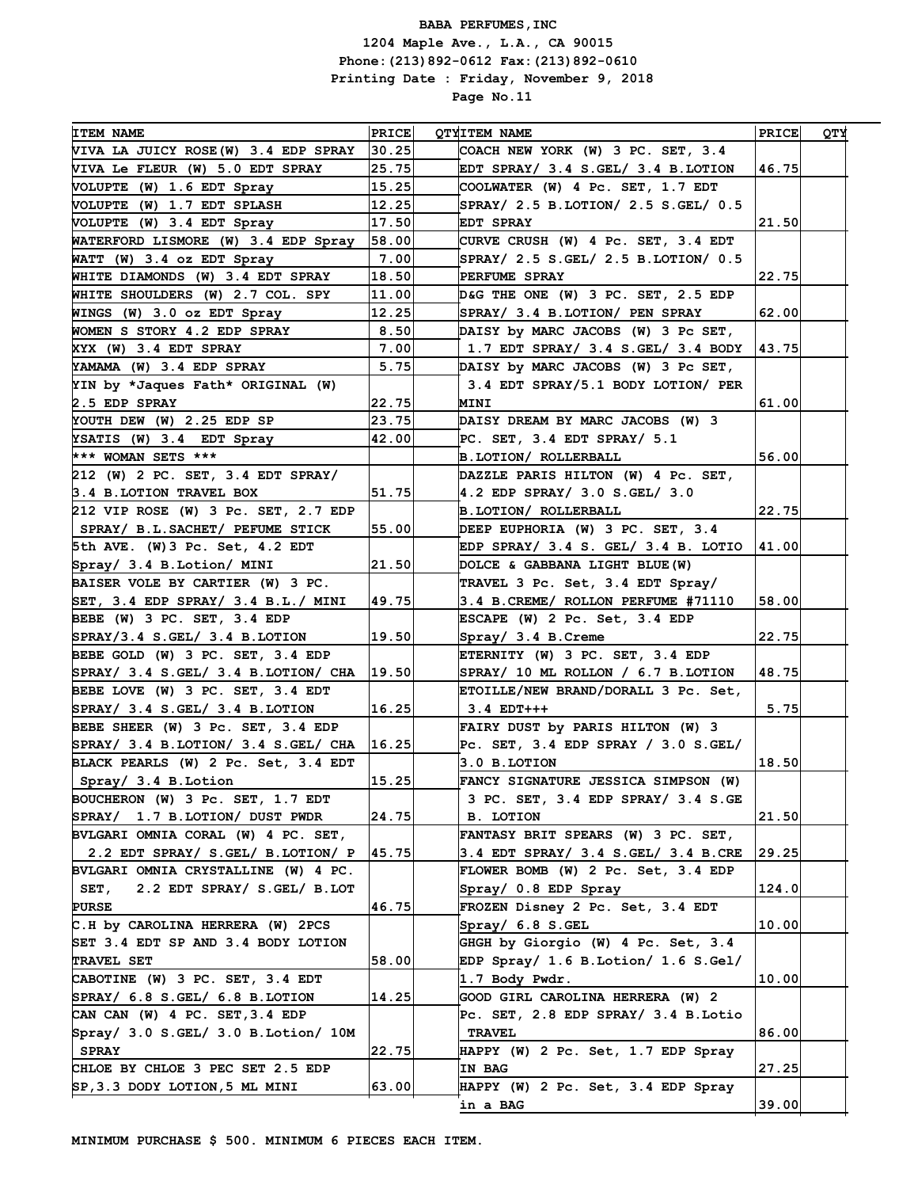**BABA PERFUMES,INC**
**1204 Maple Ave., L.A., CA 90015**
**Phone:(213)892-0612 Fax:(213)892-0610**
**Printing Date : Friday, November 9, 2018**

| ITEM NAME | PRICE | QTY |
|---|---|---|
| VIVA LA JUICY ROSE(W) 3.4 EDP SPRAY | 30.25 | |
| VIVA Le FLEUR (W) 5.0 EDT SPRAY | 25.75 | |
| VOLUPTE (W) 1.6 EDT Spray | 15.25 | |
| VOLUPTE (W) 1.7 EDT SPLASH | 12.25 | |
| VOLUPTE (W) 3.4 EDT Spray | 17.50 | |
| WATERFORD LISMORE (W) 3.4 EDP Spray | 58.00 | |
| WATT (W) 3.4 oz EDT Spray | 7.00 | |
| WHITE DIAMONDS (W) 3.4 EDT SPRAY | 18.50 | |
| WHITE SHOULDERS (W) 2.7 COL. SPY | 11.00 | |
| WINGS (W) 3.0 oz EDT Spray | 12.25 | |
| WOMEN S STORY 4.2 EDP SPRAY | 8.50 | |
| XYX (W) 3.4 EDT SPRAY | 7.00 | |
| YAMAMA (W) 3.4 EDP SPRAY | 5.75 | |
| YIN by *Jaques Fath* ORIGINAL (W) 2.5 EDP SPRAY | 22.75 | |
| YOUTH DEW (W) 2.25 EDP SP | 23.75 | |
| YSATIS (W) 3.4 EDT Spray | 42.00 | |
| *** WOMAN SETS *** | | |
| 212 (W) 2 PC. SET, 3.4 EDT SPRAY/ 3.4 B.LOTION TRAVEL BOX | 51.75 | |
| 212 VIP ROSE (W) 3 Pc. SET, 2.7 EDP SPRAY/ B.L.SACHET/ PEFUME STICK | 55.00 | |
| 5th AVE. (W)3 Pc. Set, 4.2 EDT Spray/ 3.4 B.Lotion/ MINI | 21.50 | |
| BAISER VOLE BY CARTIER (W) 3 PC. SET, 3.4 EDP SPRAY/ 3.4 B.L./ MINI | 49.75 | |
| BEBE (W) 3 PC. SET, 3.4 EDP SPRAY/3.4 S.GEL/ 3.4 B.LOTION | 19.50 | |
| BEBE GOLD (W) 3 PC. SET, 3.4 EDP SPRAY/ 3.4 S.GEL/ 3.4 B.LOTION/ CHA | 19.50 | |
| BEBE LOVE (W) 3 PC. SET, 3.4 EDT SPRAY/ 3.4 S.GEL/ 3.4 B.LOTION | 16.25 | |
| BEBE SHEER (W) 3 Pc. SET, 3.4 EDP SPRAY/ 3.4 B.LOTION/ 3.4 S.GEL/ CHA | 16.25 | |
| BLACK PEARLS (W) 2 Pc. Set, 3.4 EDT Spray/ 3.4 B.Lotion | 15.25 | |
| BOUCHERON (W) 3 PC. SET, 1.7 EDT SPRAY/ 1.7 B.LOTION/ DUST PWDR | 24.75 | |
| BVLGARI OMNIA CORAL (W) 4 PC. SET, 2.2 EDT SPRAY/ S.GEL/ B.LOTION/ P | 45.75 | |
| BVLGARI OMNIA CRYSTALLINE (W) 4 PC. SET, 2.2 EDT SPRAY/ S.GEL/ B.LOT PURSE | 46.75 | |
| C.H by CAROLINA HERRERA (W) 2PCS SET 3.4 EDT SP AND 3.4 BODY LOTION TRAVEL SET | 58.00 | |
| CABOTINE (W) 3 PC. SET, 3.4 EDT SPRAY/ 6.8 S.GEL/ 6.8 B.LOTION | 14.25 | |
| CAN CAN (W) 4 PC. SET,3.4 EDP Spray/ 3.0 S.GEL/ 3.0 B.Lotion/ 10M SPRAY | 22.75 | |
| CHLOE BY CHLOE 3 PEC SET 2.5 EDP SP,3.3 DODY LOTION,5 ML MINI | 63.00 | |
| COACH NEW YORK (W) 3 PC. SET, 3.4 EDT SPRAY/ 3.4 S.GEL/ 3.4 B.LOTION | 46.75 | |
| COOLWATER (W) 4 Pc. SET, 1.7 EDT SPRAY/ 2.5 B.LOTION/ 2.5 S.GEL/ 0.5 EDT SPRAY | 21.50 | |
| CURVE CRUSH (W) 4 Pc. SET, 3.4 EDT SPRAY/ 2.5 S.GEL/ 2.5 B.LOTION/ 0.5 PERFUME SPRAY | 22.75 | |
| D&G THE ONE (W) 3 PC. SET, 2.5 EDP SPRAY/ 3.4 B.LOTION/ PEN SPRAY | 62.00 | |
| DAISY by MARC JACOBS (W) 3 Pc SET, 1.7 EDT SPRAY/ 3.4 S.GEL/ 3.4 BODY | 43.75 | |
| DAISY by MARC JACOBS (W) 3 Pc SET, 3.4 EDT SPRAY/5.1 BODY LOTION/ PER MINI | 61.00 | |
| DAISY DREAM BY MARC JACOBS (W) 3 PC. SET, 3.4 EDT SPRAY/ 5.1 B.LOTION/ ROLLERBALL | 56.00 | |
| DAZZLE PARIS HILTON (W) 4 Pc. SET, 4.2 EDP SPRAY/ 3.0 S.GEL/ 3.0 B.LOTION/ ROLLERBALL | 22.75 | |
| DEEP EUPHORIA (W) 3 PC. SET, 3.4 EDP SPRAY/ 3.4 S. GEL/ 3.4 B. LOTIO | 41.00 | |
| DOLCE & GABBANA LIGHT BLUE(W) TRAVEL 3 Pc. Set, 3.4 EDT Spray/ 3.4 B.CREME/ ROLLON PERFUME #71110 | 58.00 | |
| ESCAPE (W) 2 Pc. Set, 3.4 EDP Spray/ 3.4 B.Creme | 22.75 | |
| ETERNITY (W) 3 PC. SET, 3.4 EDP SPRAY/ 10 ML ROLLON / 6.7 B.LOTION | 48.75 | |
| ETOILLE/NEW BRAND/DORALL 3 Pc. Set, 3.4 EDT+++ | 5.75 | |
| FAIRY DUST by PARIS HILTON (W) 3 Pc. SET, 3.4 EDP SPRAY / 3.0 S.GEL/ 3.0 B.LOTION | 18.50 | |
| FANCY SIGNATURE JESSICA SIMPSON (W) 3 PC. SET, 3.4 EDP SPRAY/ 3.4 S.GE B. LOTION | 21.50 | |
| FANTASY BRIT SPEARS (W) 3 PC. SET, 3.4 EDT SPRAY/ 3.4 S.GEL/ 3.4 B.CRE | 29.25 | |
| FLOWER BOMB (W) 2 Pc. Set, 3.4 EDP Spray/ 0.8 EDP Spray | 124.0 | |
| FROZEN Disney 2 Pc. Set, 3.4 EDT Spray/ 6.8 S.GEL | 10.00 | |
| GHGH by Giorgio (W) 4 Pc. Set, 3.4 EDP Spray/ 1.6 B.Lotion/ 1.6 S.Gel/ 1.7 Body Pwdr. | 10.00 | |
| GOOD GIRL CAROLINA HERRERA (W) 2 Pc. SET, 2.8 EDP SPRAY/ 3.4 B.Lotio TRAVEL | 86.00 | |
| HAPPY (W) 2 Pc. Set, 1.7 EDP Spray IN BAG | 27.25 | |
| HAPPY (W) 2 Pc. Set, 3.4 EDP Spray in a BAG | 39.00 | |

**MINIMUM PURCHASE $ 500. MINIMUM 6 PIECES EACH ITEM.**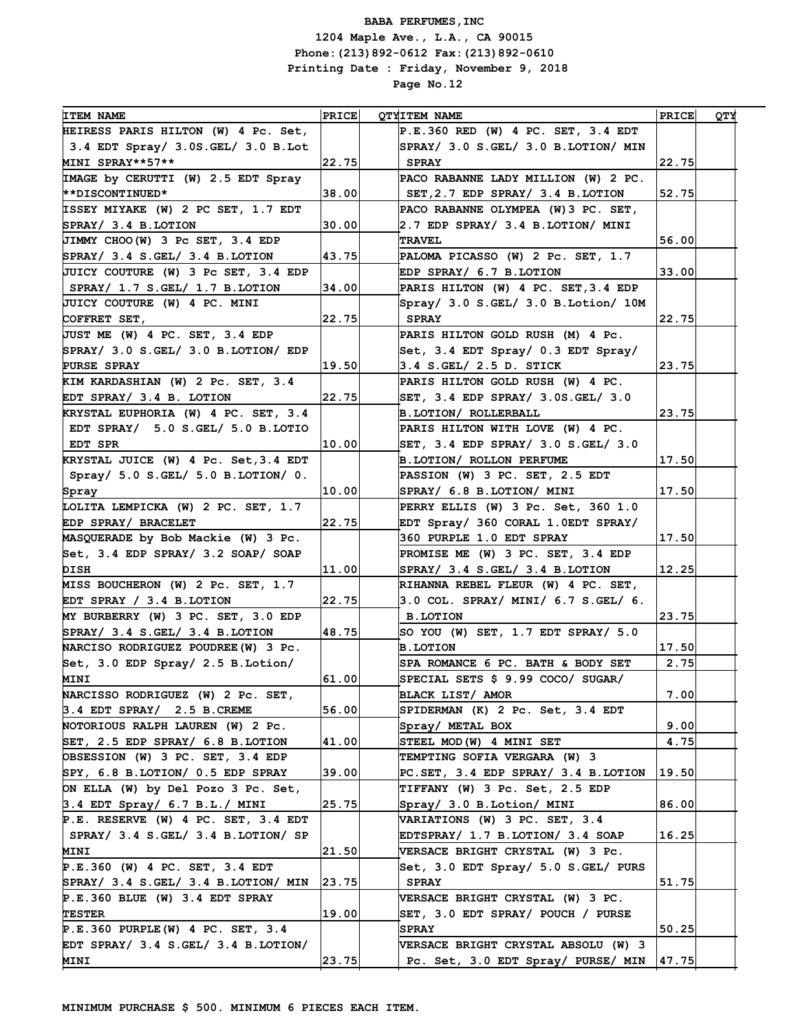**BABA PERFUMES,INC**
**1204 Maple Ave., L.A., CA 90015**
**Phone:(213)892-0612 Fax:(213)892-0610**
**Printing Date : Friday, November 9, 2018**
**Page No.12**

| ITEM NAME | PRICE | QTY |
|---|---|---|
| HEIRESS PARIS HILTON (W) 4 Pc. Set, 3.4 EDT Spray/ 3.0S.GEL/ 3.0 B.Lot MINI SPRAY**57** | 22.75 | |
| IMAGE by CERUTTI (W) 2.5 EDT Spray **DISCONTINUED* | 38.00 | |
| ISSEY MIYAKE (W) 2 PC SET, 1.7 EDT SPRAY/ 3.4 B.LOTION | 30.00 | |
| JIMMY CHOO(W) 3 Pc SET, 3.4 EDP SPRAY/ 3.4 S.GEL/ 3.4 B.LOTION | 43.75 | |
| JUICY COUTURE (W) 3 Pc SET, 3.4 EDP SPRAY/ 1.7 S.GEL/ 1.7 B.LOTION | 34.00 | |
| JUICY COUTURE (W) 4 PC. MINI COFFRET SET, | 22.75 | |
| JUST ME (W) 4 PC. SET, 3.4 EDP SPRAY/ 3.0 S.GEL/ 3.0 B.LOTION/ EDP PURSE SPRAY | 19.50 | |
| KIM KARDASHIAN (W) 2 Pc. SET, 3.4 EDT SPRAY/ 3.4 B. LOTION | 22.75 | |
| KRYSTAL EUPHORIA (W) 4 PC. SET, 3.4 EDT SPRAY/ 5.0 S.GEL/ 5.0 B.LOTIO EDT SPR | 10.00 | |
| KRYSTAL JUICE (W) 4 Pc. Set,3.4 EDT Spray/ 5.0 S.GEL/ 5.0 B.LOTION/ 0. Spray | 10.00 | |
| LOLITA LEMPICKA (W) 2 PC. SET, 1.7 EDP SPRAY/ BRACELET | 22.75 | |
| MASQUERADE by Bob Mackie (W) 3 Pc. Set, 3.4 EDP SPRAY/ 3.2 SOAP/ SOAP DISH | 11.00 | |
| MISS BOUCHERON (W) 2 Pc. SET, 1.7 EDT SPRAY / 3.4 B.LOTION | 22.75 | |
| MY BURBERRY (W) 3 PC. SET, 3.0 EDP SPRAY/ 3.4 S.GEL/ 3.4 B.LOTION | 48.75 | |
| NARCISO RODRIGUEZ POUDREE(W) 3 Pc. Set, 3.0 EDP Spray/ 2.5 B.Lotion/ MINI | 61.00 | |
| NARCISSO RODRIGUEZ (W) 2 Pc. SET, 3.4 EDT SPRAY/ 2.5 B.CREME | 56.00 | |
| NOTORIOUS RALPH LAUREN (W) 2 Pc. SET, 2.5 EDP SPRAY/ 6.8 B.LOTION | 41.00 | |
| OBSESSION (W) 3 PC. SET, 3.4 EDP SPY, 6.8 B.LOTION/ 0.5 EDP SPRAY | 39.00 | |
| ON ELLA (W) by Del Pozo 3 Pc. Set, 3.4 EDT Spray/ 6.7 B.L./ MINI | 25.75 | |
| P.E. RESERVE (W) 4 PC. SET, 3.4 EDT SPRAY/ 3.4 S.GEL/ 3.4 B.LOTION/ SP MINI | 21.50 | |
| P.E.360 (W) 4 PC. SET, 3.4 EDT SPRAY/ 3.4 S.GEL/ 3.4 B.LOTION/ MIN | 23.75 | |
| P.E.360 BLUE (W) 3.4 EDT SPRAY TESTER | 19.00 | |
| P.E.360 PURPLE(W) 4 PC. SET, 3.4 EDT SPRAY/ 3.4 S.GEL/ 3.4 B.LOTION/ MINI | 23.75 | |
| P.E.360 RED (W) 4 PC. SET, 3.4 EDT SPRAY/ 3.0 S.GEL/ 3.0 B.LOTION/ MIN SPRAY | 22.75 | |
| PACO RABANNE LADY MILLION (W) 2 PC. SET,2.7 EDP SPRAY/ 3.4 B.LOTION | 52.75 | |
| PACO RABANNE OLYMPEA (W)3 PC. SET, 2.7 EDP SPRAY/ 3.4 B.LOTION/ MINI TRAVEL | 56.00 | |
| PALOMA PICASSO (W) 2 Pc. SET, 1.7 EDP SPRAY/ 6.7 B.LOTION | 33.00 | |
| PARIS HILTON (W) 4 PC. SET,3.4 EDP Spray/ 3.0 S.GEL/ 3.0 B.Lotion/ 10M SPRAY | 22.75 | |
| PARIS HILTON GOLD RUSH (M) 4 Pc. Set, 3.4 EDT Spray/ 0.3 EDT Spray/ 3.4 S.GEL/ 2.5 D. STICK | 23.75 | |
| PARIS HILTON GOLD RUSH (W) 4 PC. SET, 3.4 EDP SPRAY/ 3.0S.GEL/ 3.0 B.LOTION/ ROLLERBALL | 23.75 | |
| PARIS HILTON WITH LOVE (W) 4 PC. SET, 3.4 EDP SPRAY/ 3.0 S.GEL/ 3.0 B.LOTION/ ROLLON PERFUME | 17.50 | |
| PASSION (W) 3 PC. SET, 2.5 EDT SPRAY/ 6.8 B.LOTION/ MINI | 17.50 | |
| PERRY ELLIS (W) 3 Pc. Set, 360 1.0 EDT Spray/ 360 CORAL 1.0EDT SPRAY/ 360 PURPLE 1.0 EDT SPRAY | 17.50 | |
| PROMISE ME (W) 3 PC. SET, 3.4 EDP SPRAY/ 3.4 S.GEL/ 3.4 B.LOTION | 12.25 | |
| RIHANNA REBEL FLEUR (W) 4 PC. SET, 3.0 COL. SPRAY/ MINI/ 6.7 S.GEL/ 6. B.LOTION | 23.75 | |
| SO YOU (W) SET, 1.7 EDT SPRAY/ 5.0 B.LOTION | 17.50 | |
| SPA ROMANCE 6 PC. BATH & BODY SET | 2.75 | |
| SPECIAL SETS $ 9.99 COCO/ SUGAR/ BLACK LIST/ AMOR | 7.00 | |
| SPIDERMAN (K) 2 Pc. Set, 3.4 EDT Spray/ METAL BOX | 9.00 | |
| STEEL MOD(W) 4 MINI SET | 4.75 | |
| TEMPTING SOFIA VERGARA (W) 3 PC.SET, 3.4 EDP SPRAY/ 3.4 B.LOTION | 19.50 | |
| TIFFANY (W) 3 Pc. Set, 2.5 EDP Spray/ 3.0 B.Lotion/ MINI | 86.00 | |
| VARIATIONS (W) 3 PC. SET, 3.4 EDTSPRAY/ 1.7 B.LOTION/ 3.4 SOAP | 16.25 | |
| VERSACE BRIGHT CRYSTAL (W) 3 Pc. Set, 3.0 EDT Spray/ 5.0 S.GEL/ PURS SPRAY | 51.75 | |
| VERSACE BRIGHT CRYSTAL (W) 3 PC. SET, 3.0 EDT SPRAY/ POUCH / PURSE SPRAY | 50.25 | |
| VERSACE BRIGHT CRYSTAL ABSOLU (W) 3 Pc. Set, 3.0 EDT Spray/ PURSE/ MIN | 47.75 | |

MINIMUM PURCHASE $ 500. MINIMUM 6 PIECES EACH ITEM.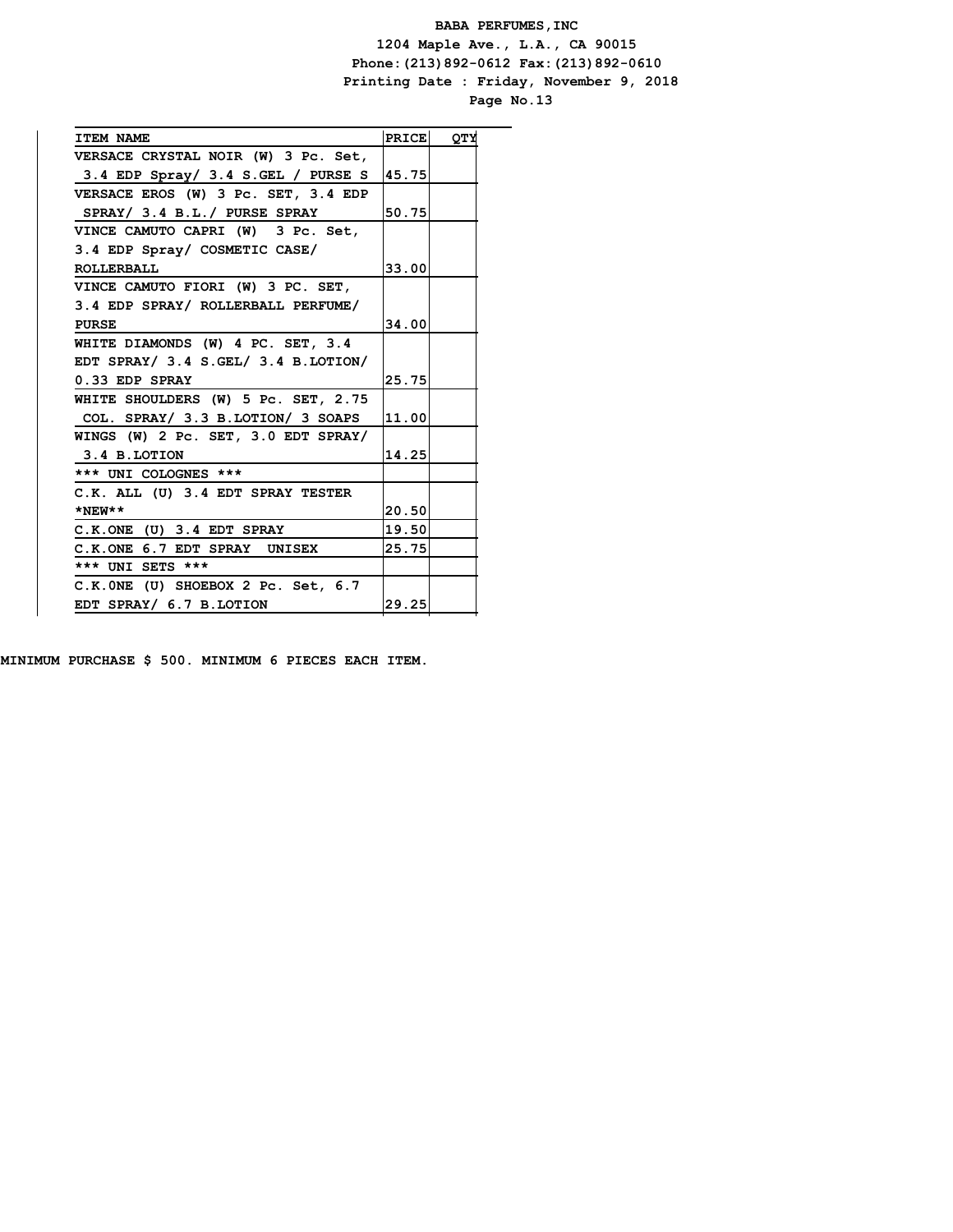BABA PERFUMES,INC

1204 Maple Ave., L.A., CA 90015

Phone:(213)892-0612 Fax:(213)892-0610

Printing Date : Friday, November 9, 2018

| ITEM NAME | PRICE | QTY |
|---|---|---|
| VERSACE CRYSTAL NOIR (W) 3 Pc. Set, 3.4 EDP Spray/ 3.4 S.GEL / PURSE S | 45.75 | |
| VERSACE EROS (W) 3 Pc. SET, 3.4 EDP SPRAY/ 3.4 B.L./ PURSE SPRAY | 50.75 | |
| VINCE CAMUTO CAPRI (W) 3 Pc. Set, 3.4 EDP Spray/ COSMETIC CASE/ ROLLERBALL | 33.00 | |
| VINCE CAMUTO FIORI (W) 3 PC. SET, 3.4 EDP SPRAY/ ROLLERBALL PERFUME/ PURSE | 34.00 | |
| WHITE DIAMONDS (W) 4 PC. SET, 3.4 EDT SPRAY/ 3.4 S.GEL/ 3.4 B.LOTION/ 0.33 EDP SPRAY | 25.75 | |
| WHITE SHOULDERS (W) 5 Pc. SET, 2.75 COL. SPRAY/ 3.3 B.LOTION/ 3 SOAPS | 11.00 | |
| WINGS (W) 2 Pc. SET, 3.0 EDT SPRAY/ 3.4 B.LOTION | 14.25 | |
| *** UNI COLOGNES *** | | |
| C.K. ALL (U) 3.4 EDT SPRAY TESTER *NEW** | 20.50 | |
| C.K.ONE (U) 3.4 EDT SPRAY | 19.50 | |
| C.K.ONE 6.7 EDT SPRAY UNISEX | 25.75 | |
| *** UNI SETS *** | | |
| C.K.0NE (U) SHOEBOX 2 Pc. Set, 6.7 EDT SPRAY/ 6.7 B.LOTION | 29.25 | |

MINIMUM PURCHASE $ 500. MINIMUM 6 PIECES EACH ITEM.